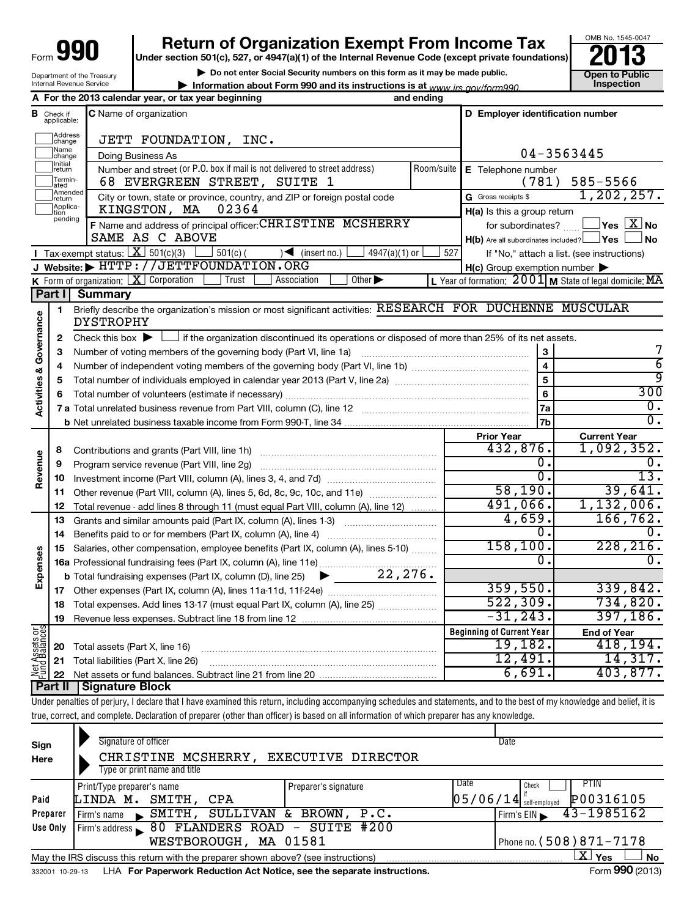# Form 990 — Return of Organization Exempt From Income Tax (2013)

Under section 501(c), 527, or 4947(a)(1) of the Internal Revenue Code (except private foundations)

▶ Do not enter Social Security numbers on this form as it may be made public.

▶ Information about Form 990 and its instructions is at www.irs.gov/form990.

Department of the Treasury, Internal Revenue Service

OMB No. 1545-0047 — **Open to Public Inspection**

**A** For the 2013 calendar year, or tax year beginning ____ and ending ____

**B** Check if applicable: Address change; Name change; Initial return; Terminated; Amended return; Application pending

**C** Name of organization: JETT FOUNDATION, INC.

Doing Business As

Number and street (or P.O. box if mail is not delivered to street address): 68 EVERGREEN STREET, SUITE 1 — Room/suite

City or town, state or province, country, and ZIP or foreign postal code: KINGSTON, MA 02364

**D** Employer identification number: 04-3563445

**E** Telephone number: (781) 585-5566

**G** Gross receipts $ 1,202,257.

**F** Name and address of principal officer: CHRISTINE MCSHERRY, SAME AS C ABOVE

**H(a)** Is this a group return for subordinates? Yes [ ] No [X]

**H(b)** Are all subordinates included? Yes [ ] No [ ] — If "No," attach a list. (see instructions)

**H(c)** Group exemption number ▶

**I** Tax-exempt status: [X] 501(c)(3) [ ] 501(c) ( ) ◀ (insert no.) [ ] 4947(a)(1) or [ ] 527

**J** Website: ▶ HTTP://JETTFOUNDATION.ORG

**K** Form of organization: [X] Corporation [ ] Trust [ ] Association [ ] Other ▶

**L** Year of formation: 2001 **M** State of legal domicile: MA

## Part I Summary

**Activities & Governance**

1. Briefly describe the organization's mission or most significant activities: RESEARCH FOR DUCHENNE MUSCULAR DYSTROPHY
2. Check this box ▶ [ ] if the organization discontinued its operations or disposed of more than 25% of its net assets.

| Line | Description | | Value |
|---|---|---|---|
| 3 | Number of voting members of the governing body (Part VI, line 1a) | 3 | 7 |
| 4 | Number of independent voting members of the governing body (Part VI, line 1b) | 4 | 6 |
| 5 | Total number of individuals employed in calendar year 2013 (Part V, line 2a) | 5 | 9 |
| 6 | Total number of volunteers (estimate if necessary) | 6 | 300 |
| 7a | Total unrelated business revenue from Part VIII, column (C), line 12 | 7a | 0. |
| 7b | Net unrelated business taxable income from Form 990-T, line 34 | 7b | 0. |

| Line | Description | Prior Year | Current Year |
|---|---|---|---|
| | **Revenue** | | |
| 8 | Contributions and grants (Part VIII, line 1h) | 432,876. | 1,092,352. |
| 9 | Program service revenue (Part VIII, line 2g) | 0. | 0. |
| 10 | Investment income (Part VIII, column (A), lines 3, 4, and 7d) | 0. | 13. |
| 11 | Other revenue (Part VIII, column (A), lines 5, 6d, 8c, 9c, 10c, and 11e) | 58,190. | 39,641. |
| 12 | Total revenue - add lines 8 through 11 (must equal Part VIII, column (A), line 12) | 491,066. | 1,132,006. |
| | **Expenses** | | |
| 13 | Grants and similar amounts paid (Part IX, column (A), lines 1-3) | 4,659. | 166,762. |
| 14 | Benefits paid to or for members (Part IX, column (A), line 4) | 0. | 0. |
| 15 | Salaries, other compensation, employee benefits (Part IX, column (A), lines 5-10) | 158,100. | 228,216. |
| 16a | Professional fundraising fees (Part IX, column (A), line 11e) | 0. | 0. |
| 16b | Total fundraising expenses (Part IX, column (D), line 25) ▶ 22,276. | | |
| 17 | Other expenses (Part IX, column (A), lines 11a-11d, 11f-24e) | 359,550. | 339,842. |
| 18 | Total expenses. Add lines 13-17 (must equal Part IX, column (A), line 25) | 522,309. | 734,820. |
| 19 | Revenue less expenses. Subtract line 18 from line 12 | -31,243. | 397,186. |

| Line | Net Assets or Fund Balances | Beginning of Current Year | End of Year |
|---|---|---|---|
| 20 | Total assets (Part X, line 16) | 19,182. | 418,194. |
| 21 | Total liabilities (Part X, line 26) | 12,491. | 14,317. |
| 22 | Net assets or fund balances. Subtract line 21 from line 20 | 6,691. | 403,877. |

## Part II Signature Block

Under penalties of perjury, I declare that I have examined this return, including accompanying schedules and statements, and to the best of my knowledge and belief, it is true, correct, and complete. Declaration of preparer (other than officer) is based on all information of which preparer has any knowledge.

**Sign Here**

Signature of officer — Date

CHRISTINE MCSHERRY, EXECUTIVE DIRECTOR

Type or print name and title

**Paid Preparer Use Only**

| Print/Type preparer's name | Preparer's signature | Date | Check if self-employed | PTIN |
|---|---|---|---|---|
| LINDA M. SMITH, CPA | | 05/06/14 | [ ] | P00316105 |

Firm's name ▶ SMITH, SULLIVAN & BROWN, P.C. — Firm's EIN ▶ 43-1985162

Firm's address ▶ 80 FLANDERS ROAD - SUITE #200, WESTBOROUGH, MA 01581 — Phone no. (508)871-7178

May the IRS discuss this return with the preparer shown above? (see instructions) [X] Yes [ ] No

332001 10-29-13 LHA For Paperwork Reduction Act Notice, see the separate instructions. Form 990 (2013)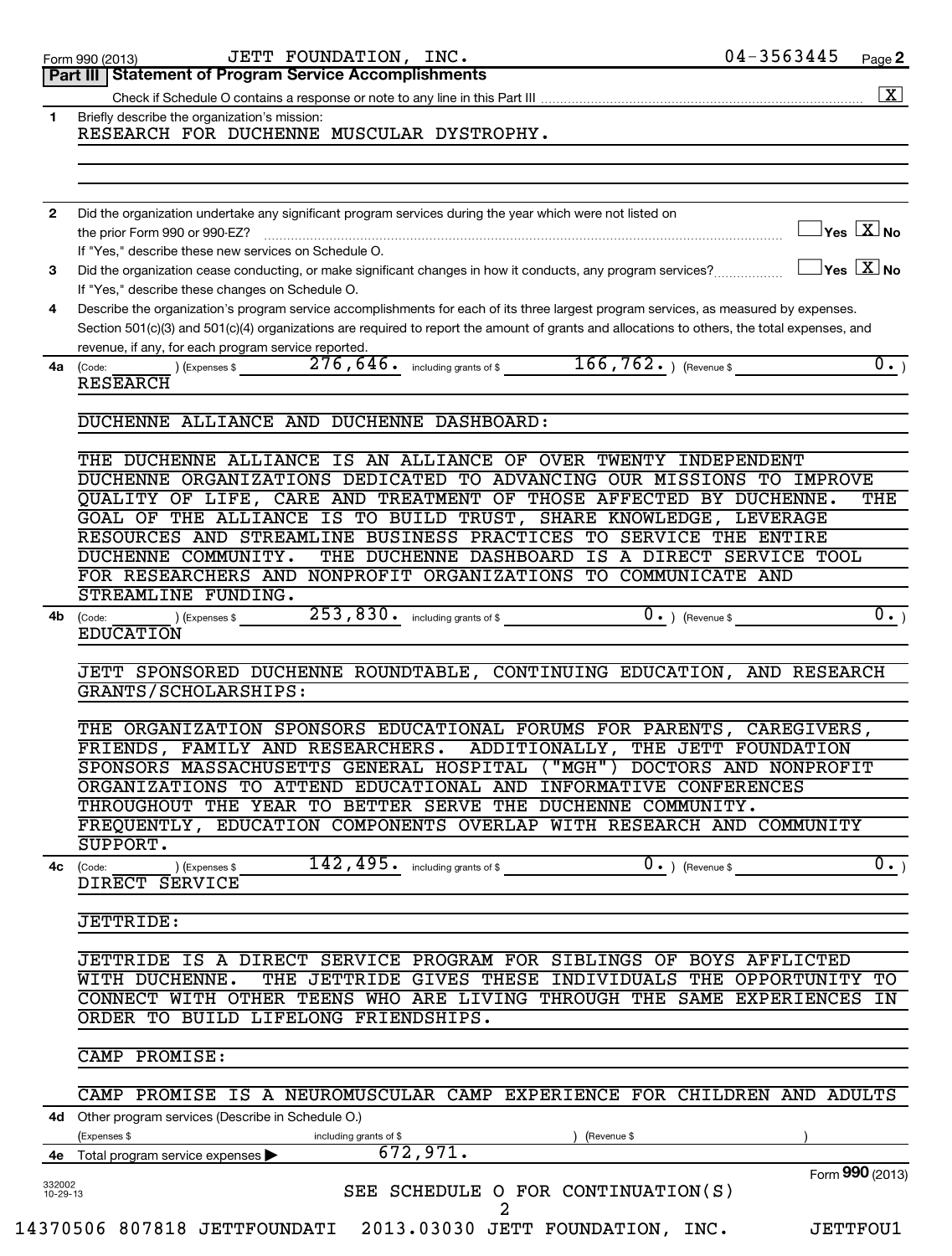Form 990 (2013) JETT FOUNDATION, INC. 04-3563445 Page 2

## Part III | Statement of Program Service Accomplishments

Check if Schedule O contains a response or note to any line in this Part III .......... [X]

**1** Briefly describe the organization's mission:

RESEARCH FOR DUCHENNE MUSCULAR DYSTROPHY.

**2** Did the organization undertake any significant program services during the year which were not listed on the prior Form 990 or 990-EZ? .......... [ ] Yes [X] No

If "Yes," describe these new services on Schedule O.

**3** Did the organization cease conducting, or make significant changes in how it conducts, any program services? .......... [ ] Yes [X] No

If "Yes," describe these changes on Schedule O.

**4** Describe the organization's program service accomplishments for each of its three largest program services, as measured by expenses. Section 501(c)(3) and 501(c)(4) organizations are required to report the amount of grants and allocations to others, the total expenses, and revenue, if any, for each program service reported.

**4a** (Code: ) (Expenses $ 276,646. including grants of $ 166,762. ) (Revenue $ 0. )

RESEARCH

DUCHENNE ALLIANCE AND DUCHENNE DASHBOARD:

THE DUCHENNE ALLIANCE IS AN ALLIANCE OF OVER TWENTY INDEPENDENT DUCHENNE ORGANIZATIONS DEDICATED TO ADVANCING OUR MISSIONS TO IMPROVE QUALITY OF LIFE, CARE AND TREATMENT OF THOSE AFFECTED BY DUCHENNE. THE GOAL OF THE ALLIANCE IS TO BUILD TRUST, SHARE KNOWLEDGE, LEVERAGE RESOURCES AND STREAMLINE BUSINESS PRACTICES TO SERVICE THE ENTIRE DUCHENNE COMMUNITY. THE DUCHENNE DASHBOARD IS A DIRECT SERVICE TOOL FOR RESEARCHERS AND NONPROFIT ORGANIZATIONS TO COMMUNICATE AND STREAMLINE FUNDING.

**4b** (Code: ) (Expenses $ 253,830. including grants of $ 0. ) (Revenue $ 0. )

EDUCATION

JETT SPONSORED DUCHENNE ROUNDTABLE, CONTINUING EDUCATION, AND RESEARCH GRANTS/SCHOLARSHIPS:

THE ORGANIZATION SPONSORS EDUCATIONAL FORUMS FOR PARENTS, CAREGIVERS, FRIENDS, FAMILY AND RESEARCHERS. ADDITIONALLY, THE JETT FOUNDATION SPONSORS MASSACHUSETTS GENERAL HOSPITAL ("MGH") DOCTORS AND NONPROFIT ORGANIZATIONS TO ATTEND EDUCATIONAL AND INFORMATIVE CONFERENCES THROUGHOUT THE YEAR TO BETTER SERVE THE DUCHENNE COMMUNITY. FREQUENTLY, EDUCATION COMPONENTS OVERLAP WITH RESEARCH AND COMMUNITY SUPPORT.

**4c** (Code: ) (Expenses $ 142,495. including grants of $ 0. ) (Revenue $ 0. )

DIRECT SERVICE

JETTRIDE:

JETTRIDE IS A DIRECT SERVICE PROGRAM FOR SIBLINGS OF BOYS AFFLICTED WITH DUCHENNE. THE JETTRIDE GIVES THESE INDIVIDUALS THE OPPORTUNITY TO CONNECT WITH OTHER TEENS WHO ARE LIVING THROUGH THE SAME EXPERIENCES IN ORDER TO BUILD LIFELONG FRIENDSHIPS.

CAMP PROMISE:

CAMP PROMISE IS A NEUROMUSCULAR CAMP EXPERIENCE FOR CHILDREN AND ADULTS

**4d** Other program services (Describe in Schedule O.)

(Expenses $ including grants of $ ) (Revenue $ )

**4e** Total program service expenses ▶ 672,971.

SEE SCHEDULE O FOR CONTINUATION(S)

Form **990** (2013)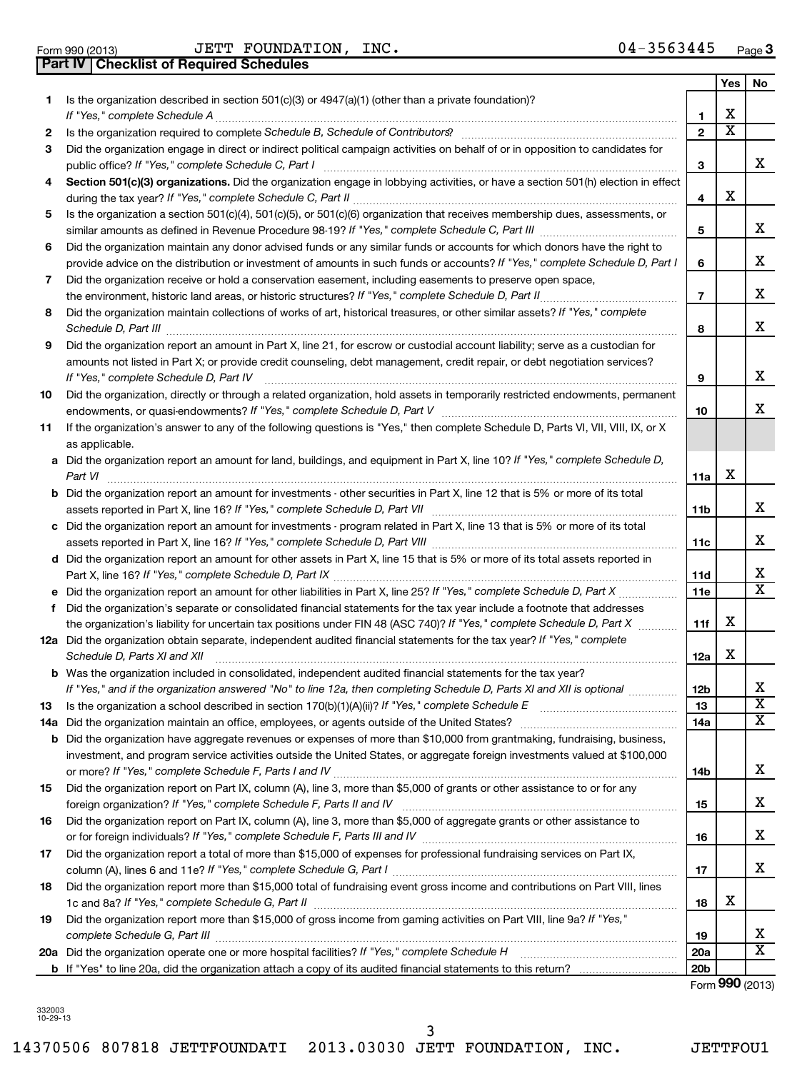Form 990 (2013) JETT FOUNDATION, INC. 04-3563445 Page 3

**Part IV Checklist of Required Schedules**

| | | | Yes | No |
|---|---|---|---|---|
| 1 | Is the organization described in section 501(c)(3) or 4947(a)(1) (other than a private foundation)? *If "Yes," complete Schedule A* | 1 | X | |
| 2 | Is the organization required to complete *Schedule B, Schedule of Contributors*? | 2 | X | |
| 3 | Did the organization engage in direct or indirect political campaign activities on behalf of or in opposition to candidates for public office? *If "Yes," complete Schedule C, Part I* | 3 | | X |
| 4 | **Section 501(c)(3) organizations.** Did the organization engage in lobbying activities, or have a section 501(h) election in effect during the tax year? *If "Yes," complete Schedule C, Part II* | 4 | X | |
| 5 | Is the organization a section 501(c)(4), 501(c)(5), or 501(c)(6) organization that receives membership dues, assessments, or similar amounts as defined in Revenue Procedure 98-19? *If "Yes," complete Schedule C, Part III* | 5 | | X |
| 6 | Did the organization maintain any donor advised funds or any similar funds or accounts for which donors have the right to provide advice on the distribution or investment of amounts in such funds or accounts? *If "Yes," complete Schedule D, Part I* | 6 | | X |
| 7 | Did the organization receive or hold a conservation easement, including easements to preserve open space, the environment, historic land areas, or historic structures? *If "Yes," complete Schedule D, Part II* | 7 | | X |
| 8 | Did the organization maintain collections of works of art, historical treasures, or other similar assets? *If "Yes," complete Schedule D, Part III* | 8 | | X |
| 9 | Did the organization report an amount in Part X, line 21, for escrow or custodial account liability; serve as a custodian for amounts not listed in Part X; or provide credit counseling, debt management, credit repair, or debt negotiation services? *If "Yes," complete Schedule D, Part IV* | 9 | | X |
| 10 | Did the organization, directly or through a related organization, hold assets in temporarily restricted endowments, permanent endowments, or quasi-endowments? *If "Yes," complete Schedule D, Part V* | 10 | | X |
| 11 | If the organization's answer to any of the following questions is "Yes," then complete Schedule D, Parts VI, VII, VIII, IX, or X as applicable. | | | |
| a | Did the organization report an amount for land, buildings, and equipment in Part X, line 10? *If "Yes," complete Schedule D, Part VI* | 11a | X | |
| b | Did the organization report an amount for investments - other securities in Part X, line 12 that is 5% or more of its total assets reported in Part X, line 16? *If "Yes," complete Schedule D, Part VII* | 11b | | X |
| c | Did the organization report an amount for investments - program related in Part X, line 13 that is 5% or more of its total assets reported in Part X, line 16? *If "Yes," complete Schedule D, Part VIII* | 11c | | X |
| d | Did the organization report an amount for other assets in Part X, line 15 that is 5% or more of its total assets reported in Part X, line 16? *If "Yes," complete Schedule D, Part IX* | 11d | | X |
| e | Did the organization report an amount for other liabilities in Part X, line 25? *If "Yes," complete Schedule D, Part X* | 11e | | X |
| f | Did the organization's separate or consolidated financial statements for the tax year include a footnote that addresses the organization's liability for uncertain tax positions under FIN 48 (ASC 740)? *If "Yes," complete Schedule D, Part X* | 11f | X | |
| 12a | Did the organization obtain separate, independent audited financial statements for the tax year? *If "Yes," complete Schedule D, Parts XI and XII* | 12a | X | |
| b | Was the organization included in consolidated, independent audited financial statements for the tax year? *If "Yes," and if the organization answered "No" to line 12a, then completing Schedule D, Parts XI and XII is optional* | 12b | | X |
| 13 | Is the organization a school described in section 170(b)(1)(A)(ii)? *If "Yes," complete Schedule E* | 13 | | X |
| 14a | Did the organization maintain an office, employees, or agents outside of the United States? | 14a | | X |
| b | Did the organization have aggregate revenues or expenses of more than $10,000 from grantmaking, fundraising, business, investment, and program service activities outside the United States, or aggregate foreign investments valued at $100,000 or more? *If "Yes," complete Schedule F, Parts I and IV* | 14b | | X |
| 15 | Did the organization report on Part IX, column (A), line 3, more than $5,000 of grants or other assistance to or for any foreign organization? *If "Yes," complete Schedule F, Parts II and IV* | 15 | | X |
| 16 | Did the organization report on Part IX, column (A), line 3, more than $5,000 of aggregate grants or other assistance to or for foreign individuals? *If "Yes," complete Schedule F, Parts III and IV* | 16 | | X |
| 17 | Did the organization report a total of more than $15,000 of expenses for professional fundraising services on Part IX, column (A), lines 6 and 11e? *If "Yes," complete Schedule G, Part I* | 17 | | X |
| 18 | Did the organization report more than $15,000 total of fundraising event gross income and contributions on Part VIII, lines 1c and 8a? *If "Yes," complete Schedule G, Part II* | 18 | X | |
| 19 | Did the organization report more than $15,000 of gross income from gaming activities on Part VIII, line 9a? *If "Yes," complete Schedule G, Part III* | 19 | | X |
| 20a | Did the organization operate one or more hospital facilities? *If "Yes," complete Schedule H* | 20a | | X |
| b | If "Yes" to line 20a, did the organization attach a copy of its audited financial statements to this return? | 20b | | |

Form **990** (2013)

332003 10-29-13

14370506 807818 JETTFOUNDATI 2013.03030 JETT FOUNDATION, INC. JETTFOU1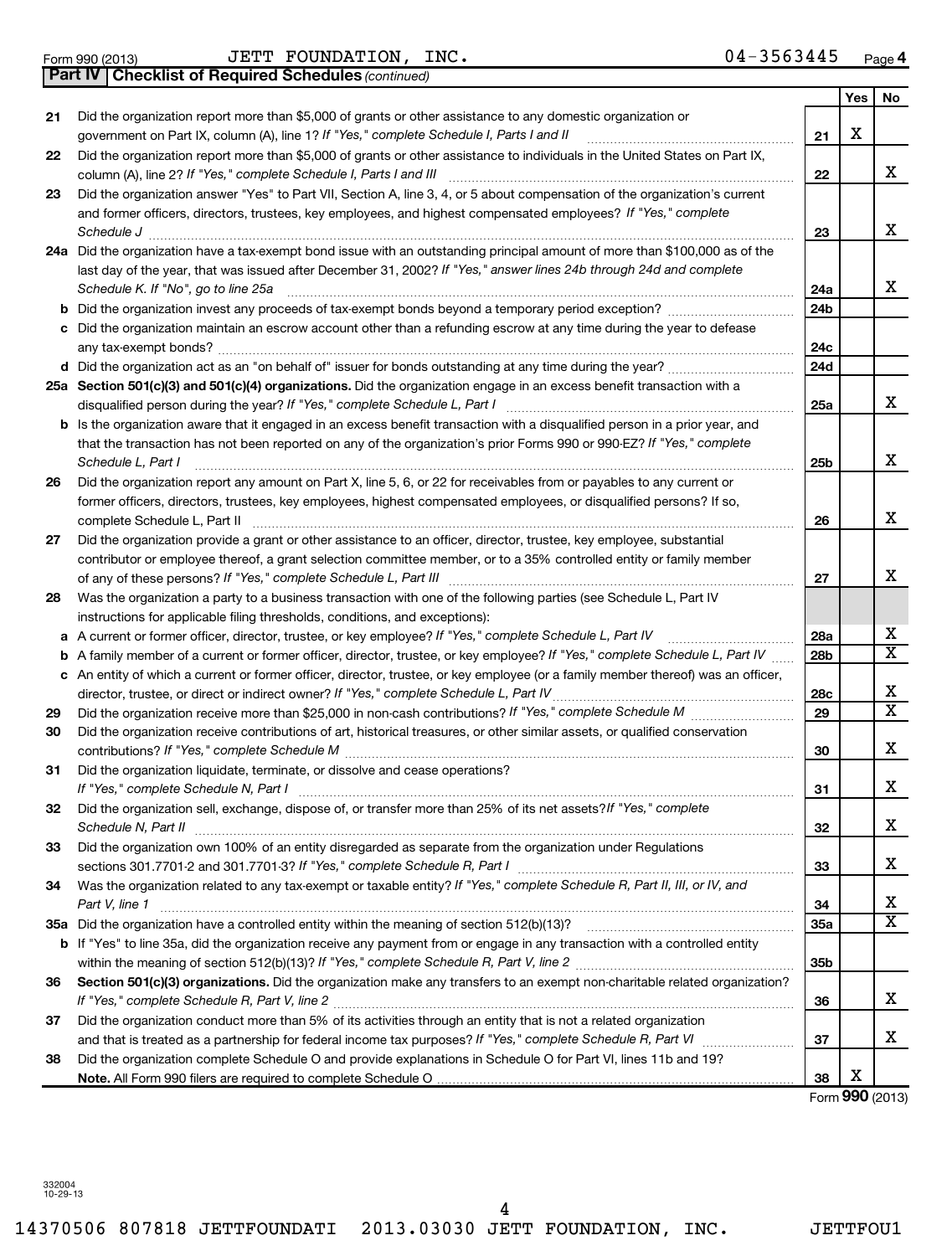Form 990 (2013) JETT FOUNDATION, INC. 04-3563445 Page 4

**Part IV Checklist of Required Schedules** *(continued)*

| | | | Yes | No |
|---|---|---|---|---|
| 21 | Did the organization report more than $5,000 of grants or other assistance to any domestic organization or government on Part IX, column (A), line 1? *If "Yes," complete Schedule I, Parts I and II* | 21 | X | |
| 22 | Did the organization report more than $5,000 of grants or other assistance to individuals in the United States on Part IX, column (A), line 2? *If "Yes," complete Schedule I, Parts I and III* | 22 | | X |
| 23 | Did the organization answer "Yes" to Part VII, Section A, line 3, 4, or 5 about compensation of the organization's current and former officers, directors, trustees, key employees, and highest compensated employees? *If "Yes," complete Schedule J* | 23 | | X |
| 24a | Did the organization have a tax-exempt bond issue with an outstanding principal amount of more than $100,000 as of the last day of the year, that was issued after December 31, 2002? *If "Yes," answer lines 24b through 24d and complete Schedule K. If "No", go to line 25a* | 24a | | X |
| b | Did the organization invest any proceeds of tax-exempt bonds beyond a temporary period exception? | 24b | | |
| c | Did the organization maintain an escrow account other than a refunding escrow at any time during the year to defease any tax-exempt bonds? | 24c | | |
| d | Did the organization act as an "on behalf of" issuer for bonds outstanding at any time during the year? | 24d | | |
| 25a | **Section 501(c)(3) and 501(c)(4) organizations.** Did the organization engage in an excess benefit transaction with a disqualified person during the year? *If "Yes," complete Schedule L, Part I* | 25a | | X |
| b | Is the organization aware that it engaged in an excess benefit transaction with a disqualified person in a prior year, and that the transaction has not been reported on any of the organization's prior Forms 990 or 990-EZ? *If "Yes," complete Schedule L, Part I* | 25b | | X |
| 26 | Did the organization report any amount on Part X, line 5, 6, or 22 for receivables from or payables to any current or former officers, directors, trustees, key employees, highest compensated employees, or disqualified persons? If so, complete Schedule L, Part II | 26 | | X |
| 27 | Did the organization provide a grant or other assistance to an officer, director, trustee, key employee, substantial contributor or employee thereof, a grant selection committee member, or to a 35% controlled entity or family member of any of these persons? *If "Yes," complete Schedule L, Part III* | 27 | | X |
| 28 | Was the organization a party to a business transaction with one of the following parties (see Schedule L, Part IV instructions for applicable filing thresholds, conditions, and exceptions): | | | |
| a | A current or former officer, director, trustee, or key employee? *If "Yes," complete Schedule L, Part IV* | 28a | | X |
| b | A family member of a current or former officer, director, trustee, or key employee? *If "Yes," complete Schedule L, Part IV* | 28b | | X |
| c | An entity of which a current or former officer, director, trustee, or key employee (or a family member thereof) was an officer, director, trustee, or direct or indirect owner? *If "Yes," complete Schedule L, Part IV* | 28c | | X |
| 29 | Did the organization receive more than $25,000 in non-cash contributions? *If "Yes," complete Schedule M* | 29 | | X |
| 30 | Did the organization receive contributions of art, historical treasures, or other similar assets, or qualified conservation contributions? *If "Yes," complete Schedule M* | 30 | | X |
| 31 | Did the organization liquidate, terminate, or dissolve and cease operations? *If "Yes," complete Schedule N, Part I* | 31 | | X |
| 32 | Did the organization sell, exchange, dispose of, or transfer more than 25% of its net assets? *If "Yes," complete Schedule N, Part II* | 32 | | X |
| 33 | Did the organization own 100% of an entity disregarded as separate from the organization under Regulations sections 301.7701-2 and 301.7701-3? *If "Yes," complete Schedule R, Part I* | 33 | | X |
| 34 | Was the organization related to any tax-exempt or taxable entity? *If "Yes," complete Schedule R, Part II, III, or IV, and Part V, line 1* | 34 | | X |
| 35a | Did the organization have a controlled entity within the meaning of section 512(b)(13)? | 35a | | X |
| b | If "Yes" to line 35a, did the organization receive any payment from or engage in any transaction with a controlled entity within the meaning of section 512(b)(13)? *If "Yes," complete Schedule R, Part V, line 2* | 35b | | |
| 36 | **Section 501(c)(3) organizations.** Did the organization make any transfers to an exempt non-charitable related organization? *If "Yes," complete Schedule R, Part V, line 2* | 36 | | X |
| 37 | Did the organization conduct more than 5% of its activities through an entity that is not a related organization and that is treated as a partnership for federal income tax purposes? *If "Yes," complete Schedule R, Part VI* | 37 | | X |
| 38 | Did the organization complete Schedule O and provide explanations in Schedule O for Part VI, lines 11b and 19? **Note.** All Form 990 filers are required to complete Schedule O | 38 | X | |

Form **990** (2013)

332004
10-29-13

14370506 807818 JETTFOUNDATI 2013.03030 JETT FOUNDATION, INC. JETTFOU1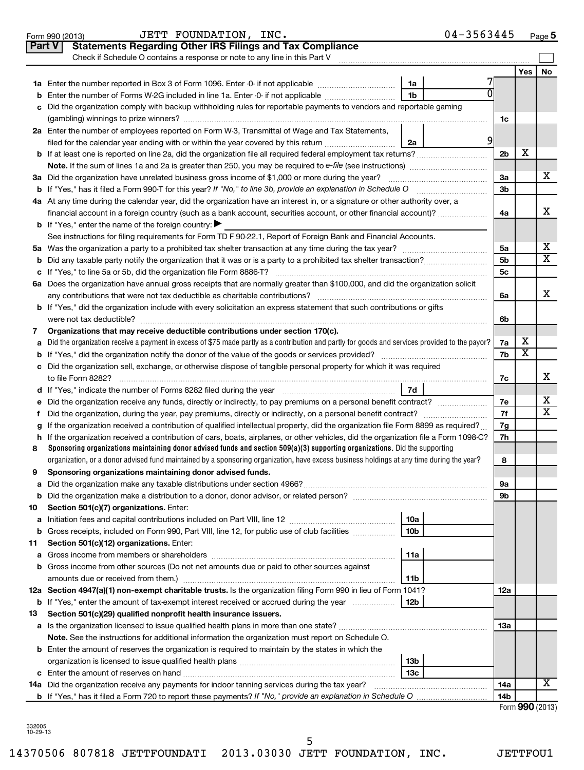Form 990 (2013) JETT FOUNDATION, INC. 04-3563445

## Part V Statements Regarding Other IRS Filings and Tax Compliance

Check if Schedule O contains a response or note to any line in this Part V

| | | | | | Yes | No |
|---|---|---|---|---|---|---|
| **1a** | Enter the number reported in Box 3 of Form 1096. Enter -0- if not applicable | 1a | 7 | | | |
| **b** | Enter the number of Forms W-2G included in line 1a. Enter -0- if not applicable | 1b | 0 | | | |
| **c** | Did the organization comply with backup withholding rules for reportable payments to vendors and reportable gaming (gambling) winnings to prize winners? | | | 1c | | |
| **2a** | Enter the number of employees reported on Form W-3, Transmittal of Wage and Tax Statements, filed for the calendar year ending with or within the year covered by this return | 2a | 9 | | | |
| **b** | If at least one is reported on line 2a, did the organization file all required federal employment tax returns? | | | 2b | X | |
| | **Note.** If the sum of lines 1a and 2a is greater than 250, you may be required to *e-file* (see instructions) | | | | | |
| **3a** | Did the organization have unrelated business gross income of $1,000 or more during the year? | | | 3a | | X |
| **b** | If "Yes," has it filed a Form 990-T for this year? *If "No," to line 3b, provide an explanation in Schedule O* | | | 3b | | |
| **4a** | At any time during the calendar year, did the organization have an interest in, or a signature or other authority over, a financial account in a foreign country (such as a bank account, securities account, or other financial account)? | | | 4a | | X |
| **b** | If "Yes," enter the name of the foreign country: ▶ | | | | | |
| | See instructions for filing requirements for Form TD F 90-22.1, Report of Foreign Bank and Financial Accounts. | | | | | |
| **5a** | Was the organization a party to a prohibited tax shelter transaction at any time during the tax year? | | | 5a | | X |
| **b** | Did any taxable party notify the organization that it was or is a party to a prohibited tax shelter transaction? | | | 5b | | X |
| **c** | If "Yes," to line 5a or 5b, did the organization file Form 8886-T? | | | 5c | | |
| **6a** | Does the organization have annual gross receipts that are normally greater than $100,000, and did the organization solicit any contributions that were not tax deductible as charitable contributions? | | | 6a | | X |
| **b** | If "Yes," did the organization include with every solicitation an express statement that such contributions or gifts were not tax deductible? | | | 6b | | |
| **7** | **Organizations that may receive deductible contributions under section 170(c).** | | | | | |
| **a** | Did the organization receive a payment in excess of $75 made partly as a contribution and partly for goods and services provided to the payor? | | | 7a | X | |
| **b** | If "Yes," did the organization notify the donor of the value of the goods or services provided? | | | 7b | X | |
| **c** | Did the organization sell, exchange, or otherwise dispose of tangible personal property for which it was required to file Form 8282? | | | 7c | | X |
| **d** | If "Yes," indicate the number of Forms 8282 filed during the year | 7d | | | | |
| **e** | Did the organization receive any funds, directly or indirectly, to pay premiums on a personal benefit contract? | | | 7e | | X |
| **f** | Did the organization, during the year, pay premiums, directly or indirectly, on a personal benefit contract? | | | 7f | | X |
| **g** | If the organization received a contribution of qualified intellectual property, did the organization file Form 8899 as required? | | | 7g | | |
| **h** | If the organization received a contribution of cars, boats, airplanes, or other vehicles, did the organization file a Form 1098-C? | | | 7h | | |
| **8** | **Sponsoring organizations maintaining donor advised funds and section 509(a)(3) supporting organizations.** Did the supporting organization, or a donor advised fund maintained by a sponsoring organization, have excess business holdings at any time during the year? | | | 8 | | |
| **9** | **Sponsoring organizations maintaining donor advised funds.** | | | | | |
| **a** | Did the organization make any taxable distributions under section 4966? | | | 9a | | |
| **b** | Did the organization make a distribution to a donor, donor advisor, or related person? | | | 9b | | |
| **10** | **Section 501(c)(7) organizations.** Enter: | | | | | |
| **a** | Initiation fees and capital contributions included on Part VIII, line 12 | 10a | | | | |
| **b** | Gross receipts, included on Form 990, Part VIII, line 12, for public use of club facilities | 10b | | | | |
| **11** | **Section 501(c)(12) organizations.** Enter: | | | | | |
| **a** | Gross income from members or shareholders | 11a | | | | |
| **b** | Gross income from other sources (Do not net amounts due or paid to other sources against amounts due or received from them.) | 11b | | | | |
| **12a** | **Section 4947(a)(1) non-exempt charitable trusts.** Is the organization filing Form 990 in lieu of Form 1041? | | | 12a | | |
| **b** | If "Yes," enter the amount of tax-exempt interest received or accrued during the year | 12b | | | | |
| **13** | **Section 501(c)(29) qualified nonprofit health insurance issuers.** | | | | | |
| **a** | Is the organization licensed to issue qualified health plans in more than one state? | | | 13a | | |
| | **Note.** See the instructions for additional information the organization must report on Schedule O. | | | | | |
| **b** | Enter the amount of reserves the organization is required to maintain by the states in which the organization is licensed to issue qualified health plans | 13b | | | | |
| **c** | Enter the amount of reserves on hand | 13c | | | | |
| **14a** | Did the organization receive any payments for indoor tanning services during the tax year? | | | 14a | | X |
| **b** | If "Yes," has it filed a Form 720 to report these payments? *If "No," provide an explanation in Schedule O* | | | 14b | | |

Form **990** (2013)

332005 10-29-13

14370506 807818 JETTFOUNDATI 2013.03030 JETT FOUNDATION, INC. JETTFOU1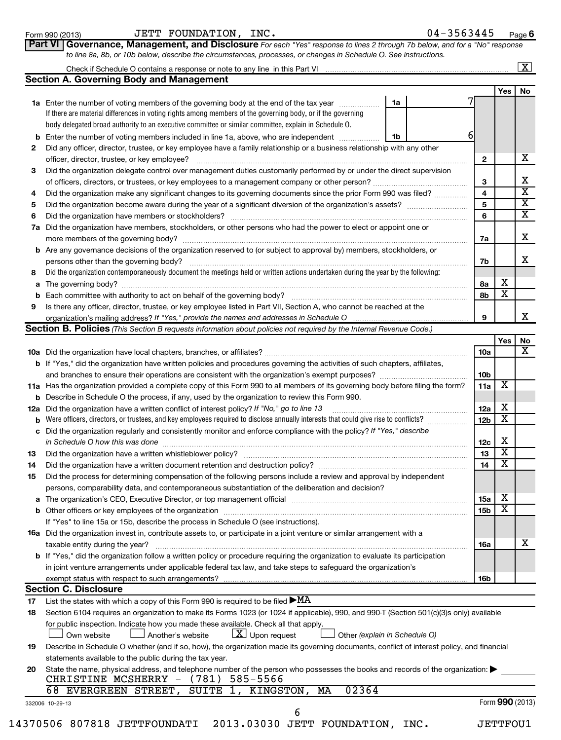Form 990 (2013) JETT FOUNDATION, INC. 04-3563445 Page 6

**Part VI Governance, Management, and Disclosure** *For each "Yes" response to lines 2 through 7b below, and for a "No" response to line 8a, 8b, or 10b below, describe the circumstances, processes, or changes in Schedule O. See instructions.*

Check if Schedule O contains a response or note to any line in this Part VI ..... [X]

## Section A. Governing Body and Management

| | | | | Yes | No |
|---|---|---|---|---|---|
| 1a | Enter the number of voting members of the governing body at the end of the tax year ..... 1a 7<br>If there are material differences in voting rights among members of the governing body, or if the governing body delegated broad authority to an executive committee or similar committee, explain in Schedule O. | | | | |
| b | Enter the number of voting members included in line 1a, above, who are independent ..... 1b 6 | | | | |
| 2 | Did any officer, director, trustee, or key employee have a family relationship or a business relationship with any other officer, director, trustee, or key employee? | 2 | | | X |
| 3 | Did the organization delegate control over management duties customarily performed by or under the direct supervision of officers, directors, or trustees, or key employees to a management company or other person? | 3 | | | X |
| 4 | Did the organization make any significant changes to its governing documents since the prior Form 990 was filed? | 4 | | | X |
| 5 | Did the organization become aware during the year of a significant diversion of the organization's assets? | 5 | | | X |
| 6 | Did the organization have members or stockholders? | 6 | | | X |
| 7a | Did the organization have members, stockholders, or other persons who had the power to elect or appoint one or more members of the governing body? | 7a | | | X |
| b | Are any governance decisions of the organization reserved to (or subject to approval by) members, stockholders, or persons other than the governing body? | 7b | | | X |
| 8 | Did the organization contemporaneously document the meetings held or written actions undertaken during the year by the following: | | | | |
| a | The governing body? | 8a | | X | |
| b | Each committee with authority to act on behalf of the governing body? | 8b | | X | |
| 9 | Is there any officer, director, trustee, or key employee listed in Part VII, Section A, who cannot be reached at the organization's mailing address? *If "Yes," provide the names and addresses in Schedule O* | 9 | | | X |

## Section B. Policies *(This Section B requests information about policies not required by the Internal Revenue Code.)*

| | | | Yes | No |
|---|---|---|---|---|
| 10a | Did the organization have local chapters, branches, or affiliates? | 10a | | X |
| b | If "Yes," did the organization have written policies and procedures governing the activities of such chapters, affiliates, and branches to ensure their operations are consistent with the organization's exempt purposes? | 10b | | |
| 11a | Has the organization provided a complete copy of this Form 990 to all members of its governing body before filing the form? | 11a | X | |
| b | Describe in Schedule O the process, if any, used by the organization to review this Form 990. | | | |
| 12a | Did the organization have a written conflict of interest policy? *If "No," go to line 13* | 12a | X | |
| b | Were officers, directors, or trustees, and key employees required to disclose annually interests that could give rise to conflicts? | 12b | X | |
| c | Did the organization regularly and consistently monitor and enforce compliance with the policy? *If "Yes," describe in Schedule O how this was done* | 12c | X | |
| 13 | Did the organization have a written whistleblower policy? | 13 | X | |
| 14 | Did the organization have a written document retention and destruction policy? | 14 | X | |
| 15 | Did the process for determining compensation of the following persons include a review and approval by independent persons, comparability data, and contemporaneous substantiation of the deliberation and decision? | | | |
| a | The organization's CEO, Executive Director, or top management official | 15a | X | |
| b | Other officers or key employees of the organization<br>If "Yes" to line 15a or 15b, describe the process in Schedule O (see instructions). | 15b | X | |
| 16a | Did the organization invest in, contribute assets to, or participate in a joint venture or similar arrangement with a taxable entity during the year? | 16a | | X |
| b | If "Yes," did the organization follow a written policy or procedure requiring the organization to evaluate its participation in joint venture arrangements under applicable federal tax law, and take steps to safeguard the organization's exempt status with respect to such arrangements? | 16b | | |

## Section C. Disclosure

17 List the states with which a copy of this Form 990 is required to be filed ▶ MA

18 Section 6104 requires an organization to make its Forms 1023 (or 1024 if applicable), 990, and 990-T (Section 501(c)(3)s only) available for public inspection. Indicate how you made these available. Check all that apply.

[ ] Own website [ ] Another's website [X] Upon request [ ] Other *(explain in Schedule O)*

19 Describe in Schedule O whether (and if so, how), the organization made its governing documents, conflict of interest policy, and financial statements available to the public during the tax year.

20 State the name, physical address, and telephone number of the person who possesses the books and records of the organization: ▶

CHRISTINE MCSHERRY - (781) 585-5566
68 EVERGREEN STREET, SUITE 1, KINGSTON, MA 02364

332006 10-29-13 Form **990** (2013)

14370506 807818 JETTFOUNDATI 2013.03030 JETT FOUNDATION, INC. JETTFOU1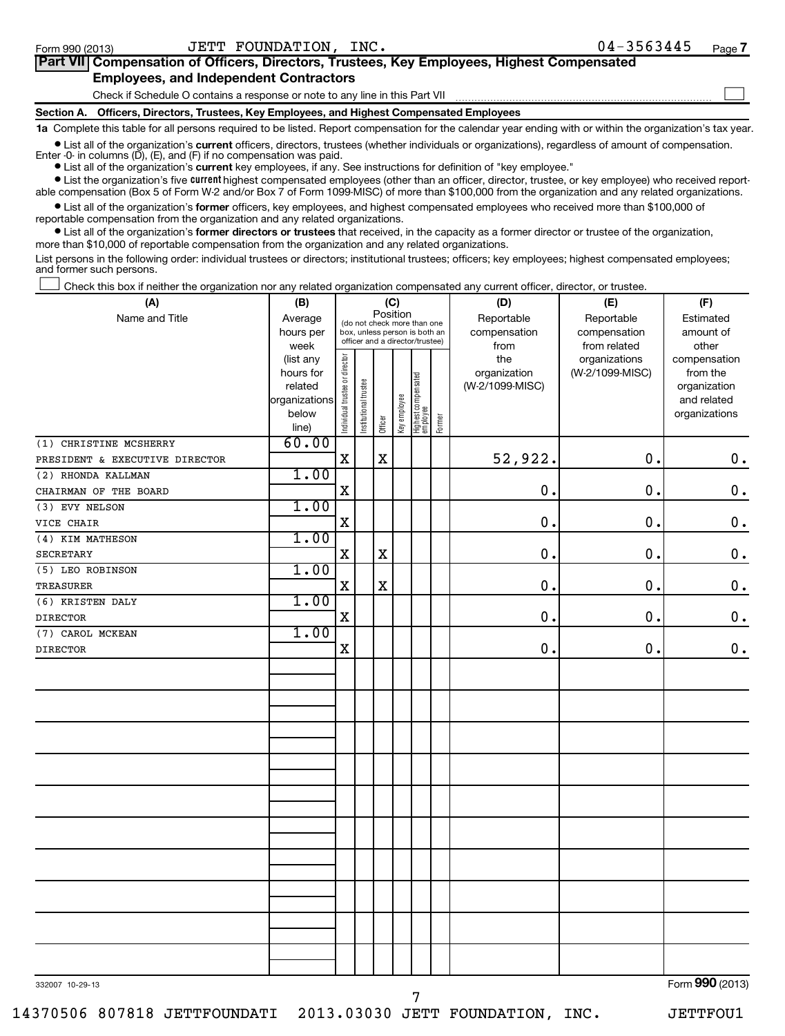Form 990 (2013) JETT FOUNDATION, INC. 04-3563445 Page 7

## Part VII Compensation of Officers, Directors, Trustees, Key Employees, Highest Compensated Employees, and Independent Contractors

Check if Schedule O contains a response or note to any line in this Part VII ☐

### Section A. Officers, Directors, Trustees, Key Employees, and Highest Compensated Employees

**1a** Complete this table for all persons required to be listed. Report compensation for the calendar year ending with or within the organization's tax year.

- List all of the organization's **current** officers, directors, trustees (whether individuals or organizations), regardless of amount of compensation. Enter -0- in columns (D), (E), and (F) if no compensation was paid.
- List all of the organization's **current** key employees, if any. See instructions for definition of "key employee."
- List the organization's five **current** highest compensated employees (other than an officer, director, trustee, or key employee) who received reportable compensation (Box 5 of Form W-2 and/or Box 7 of Form 1099-MISC) of more than $100,000 from the organization and any related organizations.
- List all of the organization's **former** officers, key employees, and highest compensated employees who received more than $100,000 of reportable compensation from the organization and any related organizations.
- List all of the organization's **former directors or trustees** that received, in the capacity as a former director or trustee of the organization, more than $10,000 of reportable compensation from the organization and any related organizations.

List persons in the following order: individual trustees or directors; institutional trustees; officers; key employees; highest compensated employees; and former such persons.

☐ Check this box if neither the organization nor any related organization compensated any current officer, director, or trustee.

| (A) Name and Title | (B) Average hours per week (list any hours for related organizations below line) | (C) Position (do not check more than one box, unless person is both an officer and a director/trustee): Individual trustee or director | Institutional trustee | Officer | Key employee | Highest compensated employee | Former | (D) Reportable compensation from the organization (W-2/1099-MISC) | (E) Reportable compensation from related organizations (W-2/1099-MISC) | (F) Estimated amount of other compensation from the organization and related organizations |
|---|---|---|---|---|---|---|---|---|---|---|
| (1) CHRISTINE MCSHERRY<br>PRESIDENT & EXECUTIVE DIRECTOR | 60.00 | X | | X | | | | 52,922. | 0. | 0. |
| (2) RHONDA KALLMAN<br>CHAIRMAN OF THE BOARD | 1.00 | X | | | | | | 0. | 0. | 0. |
| (3) EVY NELSON<br>VICE CHAIR | 1.00 | X | | | | | | 0. | 0. | 0. |
| (4) KIM MATHESON<br>SECRETARY | 1.00 | X | | X | | | | 0. | 0. | 0. |
| (5) LEO ROBINSON<br>TREASURER | 1.00 | X | | X | | | | 0. | 0. | 0. |
| (6) KRISTEN DALY<br>DIRECTOR | 1.00 | X | | | | | | 0. | 0. | 0. |
| (7) CAROL MCKEAN<br>DIRECTOR | 1.00 | X | | | | | | 0. | 0. | 0. |

332007 10-29-13 Form 990 (2013)

14370506 807818 JETTFOUNDATI 2013.03030 JETT FOUNDATION, INC. JETTFOU1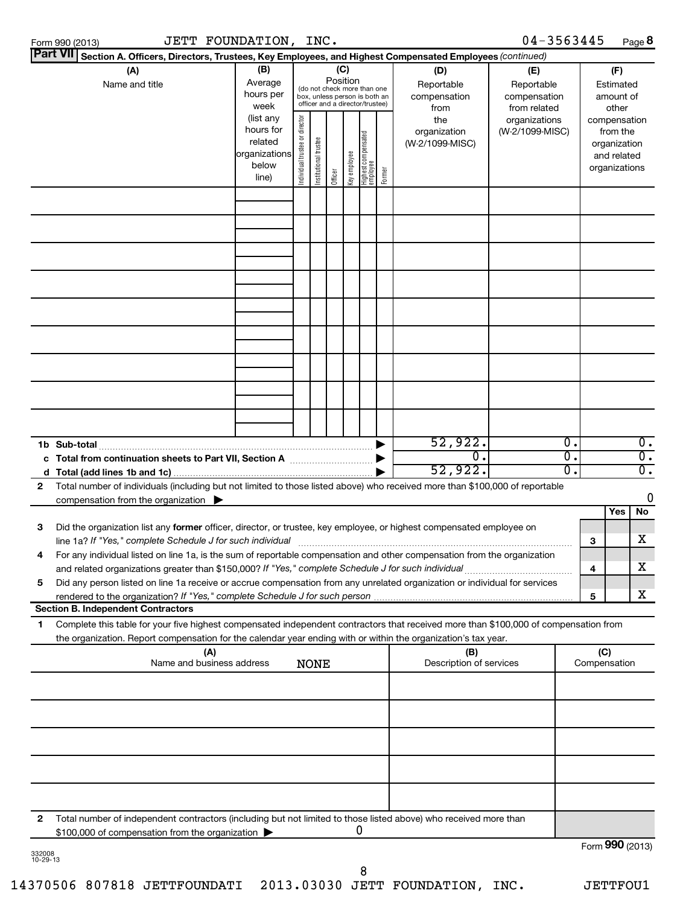Form 990 (2013) JETT FOUNDATION, INC. 04-3563445 Page 8

**Part VII Section A. Officers, Directors, Trustees, Key Employees, and Highest Compensated Employees** *(continued)*

| (A) Name and title | (B) Average hours per week (list any hours for related organizations below line) | (C) Position (do not check more than one box, unless person is both an officer and a director/trustee): Individual trustee or director | Institutional trustee | Officer | Key employee | Highest compensated employee | Former | (D) Reportable compensation from the organization (W-2/1099-MISC) | (E) Reportable compensation from related organizations (W-2/1099-MISC) | (F) Estimated amount of other compensation from the organization and related organizations |
|---|---|---|---|---|---|---|---|---|---|---|
| | | | | | | | | | | |
| | | | | | | | | | | |
| | | | | | | | | | | |
| | | | | | | | | | | |
| | | | | | | | | | | |
| | | | | | | | | | | |
| | | | | | | | | | | |
| | | | | | | | | | | |
| | | | | | | | | | | |
| **1b Sub-total** | | | | | | | ▶ | 52,922. | 0. | 0. |
| **c Total from continuation sheets to Part VII, Section A** | | | | | | | ▶ | 0. | 0. | 0. |
| **d Total (add lines 1b and 1c)** | | | | | | | ▶ | 52,922. | 0. | 0. |

**2** Total number of individuals (including but not limited to those listed above) who received more than $100,000 of reportable compensation from the organization ▶ 0

| | | | Yes | No |
|---|---|---|---|---|
| **3** | Did the organization list any **former** officer, director, or trustee, key employee, or highest compensated employee on line 1a? *If "Yes," complete Schedule J for such individual* | 3 | | X |
| **4** | For any individual listed on line 1a, is the sum of reportable compensation and other compensation from the organization and related organizations greater than $150,000? *If "Yes," complete Schedule J for such individual* | 4 | | X |
| **5** | Did any person listed on line 1a receive or accrue compensation from any unrelated organization or individual for services rendered to the organization? *If "Yes," complete Schedule J for such person* | 5 | | X |

**Section B. Independent Contractors**

**1** Complete this table for your five highest compensated independent contractors that received more than $100,000 of compensation from the organization. Report compensation for the calendar year ending with or within the organization's tax year.

| (A) Name and business address | (B) Description of services | (C) Compensation |
|---|---|---|
| NONE | | |
| | | |
| | | |
| | | |
| | | |

**2** Total number of independent contractors (including but not limited to those listed above) who received more than $100,000 of compensation from the organization ▶ 0

Form **990** (2013)

332008 10-29-13

14370506 807818 JETTFOUNDATI 2013.03030 JETT FOUNDATION, INC. JETTFOU1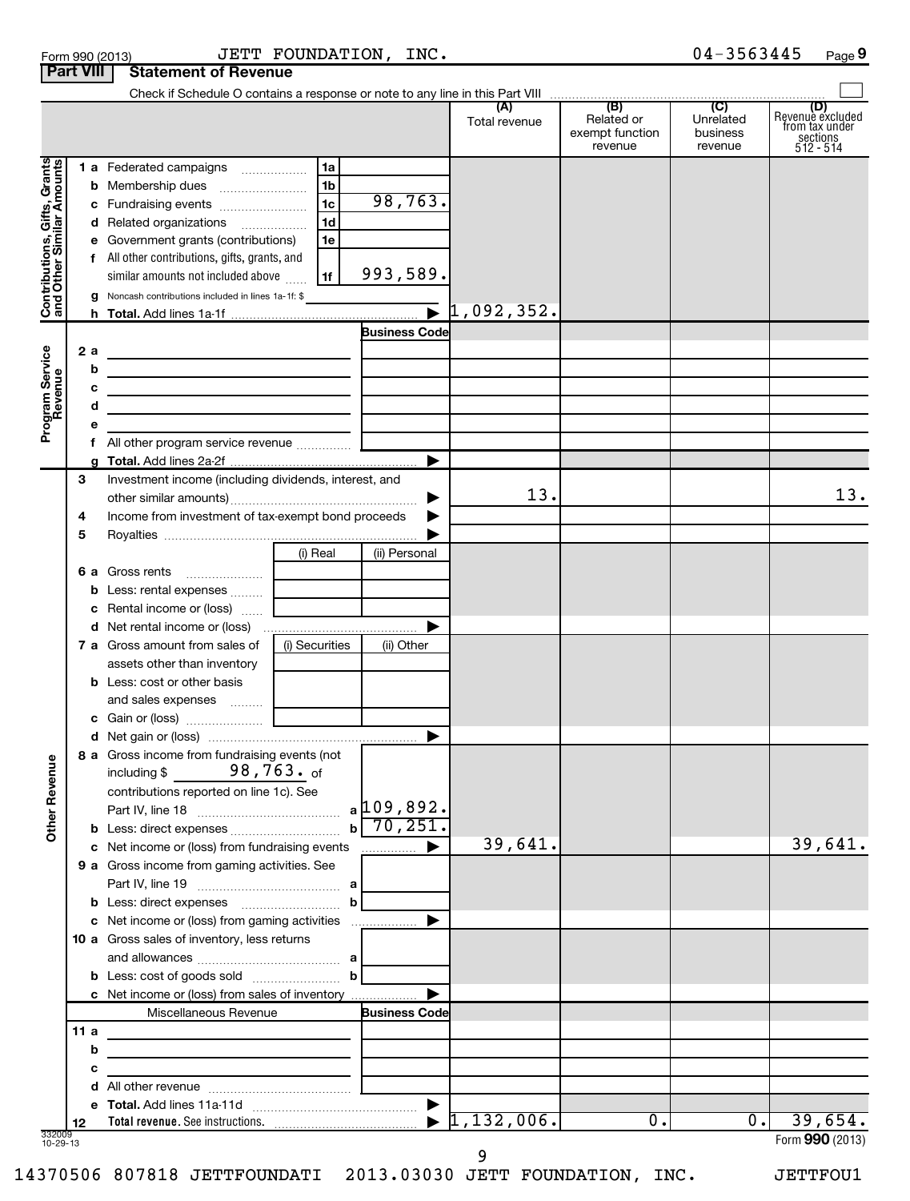Form 990 (2013) JETT FOUNDATION, INC. 04-3563445 Page 9

## Part VIII Statement of Revenue

Check if Schedule O contains a response or note to any line in this Part VIII ☐

| | | | | (A) Total revenue | (B) Related or exempt function revenue | (C) Unrelated business revenue | (D) Revenue excluded from tax under sections 512 - 514 |
|---|---|---|---|---|---|---|---|
| **Contributions, Gifts, Grants and Other Similar Amounts** | 1 a Federated campaigns | 1a | | | | | |
| | b Membership dues | 1b | | | | | |
| | c Fundraising events | 1c | 98,763. | | | | |
| | d Related organizations | 1d | | | | | |
| | e Government grants (contributions) | 1e | | | | | |
| | f All other contributions, gifts, grants, and similar amounts not included above | 1f | 993,589. | | | | |
| | g Noncash contributions included in lines 1a-1f: $ | | | | | | |
| | h **Total.** Add lines 1a-1f | | | 1,092,352. | | | |
| **Program Service Revenue** | | | Business Code | | | | |
| | 2 a | | | | | | |
| | b | | | | | | |
| | c | | | | | | |
| | d | | | | | | |
| | e | | | | | | |
| | f All other program service revenue | | | | | | |
| | g **Total.** Add lines 2a-2f | | | | | | |
| **Other Revenue** | 3 Investment income (including dividends, interest, and other similar amounts) | | | 13. | | | 13. |
| | 4 Income from investment of tax-exempt bond proceeds | | | | | | |
| | 5 Royalties | | | | | | |
| | | (i) Real | (ii) Personal | | | | |
| | 6 a Gross rents | | | | | | |
| | b Less: rental expenses | | | | | | |
| | c Rental income or (loss) | | | | | | |
| | d Net rental income or (loss) | | | | | | |
| | 7 a Gross amount from sales of assets other than inventory | (i) Securities | (ii) Other | | | | |
| | b Less: cost or other basis and sales expenses | | | | | | |
| | c Gain or (loss) | | | | | | |
| | d Net gain or (loss) | | | | | | |
| | 8 a Gross income from fundraising events (not including $ 98,763. of contributions reported on line 1c). See Part IV, line 18 | a | 109,892. | | | | |
| | b Less: direct expenses | b | 70,251. | | | | |
| | c Net income or (loss) from fundraising events | | | 39,641. | | | 39,641. |
| | 9 a Gross income from gaming activities. See Part IV, line 19 | a | | | | | |
| | b Less: direct expenses | b | | | | | |
| | c Net income or (loss) from gaming activities | | | | | | |
| | 10 a Gross sales of inventory, less returns and allowances | a | | | | | |
| | b Less: cost of goods sold | b | | | | | |
| | c Net income or (loss) from sales of inventory | | | | | | |
| | Miscellaneous Revenue | | Business Code | | | | |
| | 11 a | | | | | | |
| | b | | | | | | |
| | c | | | | | | |
| | d All other revenue | | | | | | |
| | e **Total.** Add lines 11a-11d | | | | | | |
| | 12 **Total revenue.** See instructions. | | | 1,132,006. | 0. | 0. | 39,654. |

332009 10-29-13

Form **990** (2013)

14370506 807818 JETTFOUNDATI 2013.03030 JETT FOUNDATION, INC. JETTFOU1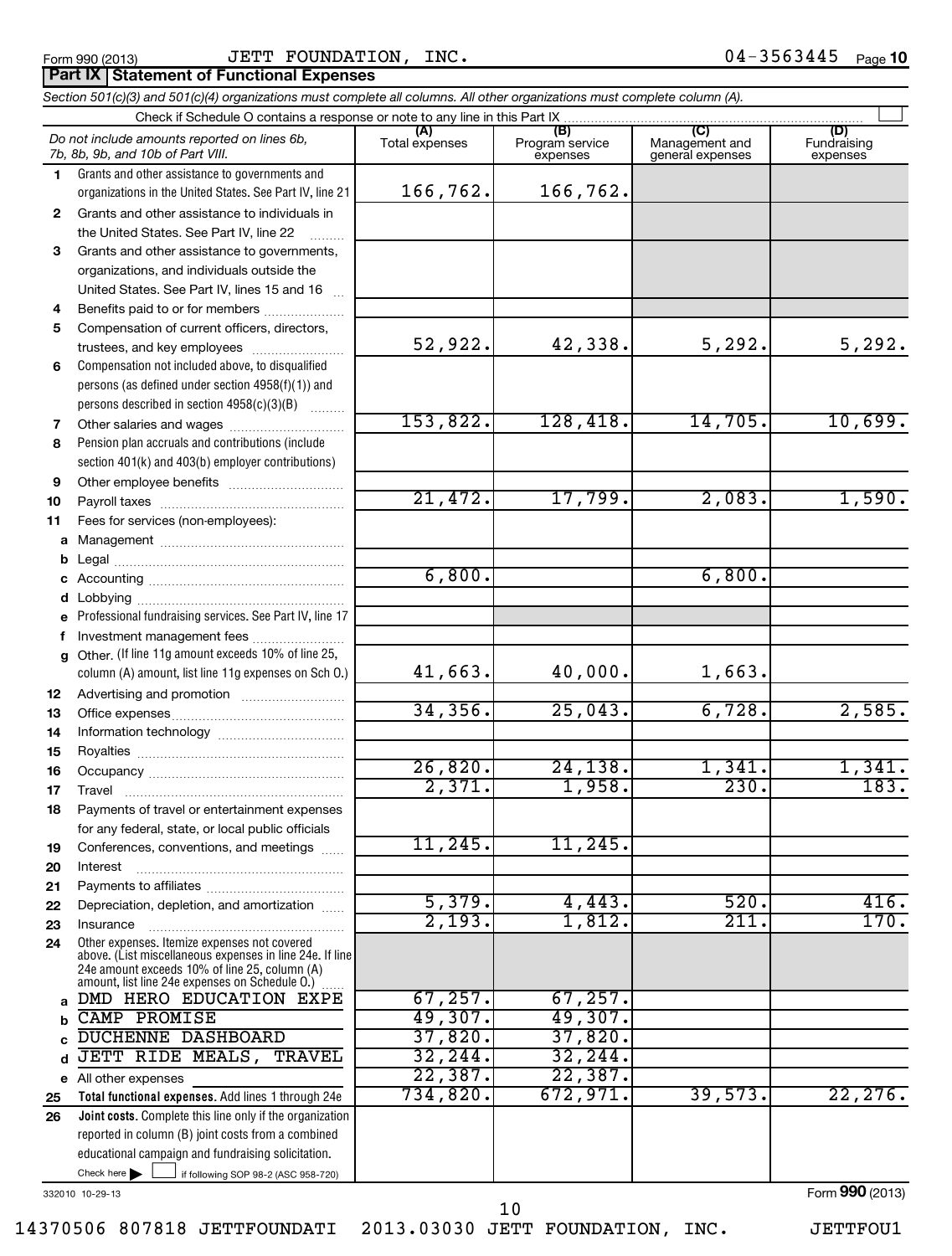Form 990 (2013) JETT FOUNDATION, INC. 04-3563445

## Part IX Statement of Functional Expenses

*Section 501(c)(3) and 501(c)(4) organizations must complete all columns. All other organizations must complete column (A).*

Check if Schedule O contains a response or note to any line in this Part IX

| | *Do not include amounts reported on lines 6b, 7b, 8b, 9b, and 10b of Part VIII.* | (A) Total expenses | (B) Program service expenses | (C) Management and general expenses | (D) Fundraising expenses |
|---|---|---|---|---|---|
| 1 | Grants and other assistance to governments and organizations in the United States. See Part IV, line 21 | 166,762. | 166,762. | | |
| 2 | Grants and other assistance to individuals in the United States. See Part IV, line 22 | | | | |
| 3 | Grants and other assistance to governments, organizations, and individuals outside the United States. See Part IV, lines 15 and 16 | | | | |
| 4 | Benefits paid to or for members | | | | |
| 5 | Compensation of current officers, directors, trustees, and key employees | 52,922. | 42,338. | 5,292. | 5,292. |
| 6 | Compensation not included above, to disqualified persons (as defined under section 4958(f)(1)) and persons described in section 4958(c)(3)(B) | | | | |
| 7 | Other salaries and wages | 153,822. | 128,418. | 14,705. | 10,699. |
| 8 | Pension plan accruals and contributions (include section 401(k) and 403(b) employer contributions) | | | | |
| 9 | Other employee benefits | | | | |
| 10 | Payroll taxes | 21,472. | 17,799. | 2,083. | 1,590. |
| 11 | Fees for services (non-employees): | | | | |
| a | Management | | | | |
| b | Legal | | | | |
| c | Accounting | 6,800. | | 6,800. | |
| d | Lobbying | | | | |
| e | Professional fundraising services. See Part IV, line 17 | | | | |
| f | Investment management fees | | | | |
| g | Other. (If line 11g amount exceeds 10% of line 25, column (A) amount, list line 11g expenses on Sch O.) | 41,663. | 40,000. | 1,663. | |
| 12 | Advertising and promotion | | | | |
| 13 | Office expenses | 34,356. | 25,043. | 6,728. | 2,585. |
| 14 | Information technology | | | | |
| 15 | Royalties | | | | |
| 16 | Occupancy | 26,820. | 24,138. | 1,341. | 1,341. |
| 17 | Travel | 2,371. | 1,958. | 230. | 183. |
| 18 | Payments of travel or entertainment expenses for any federal, state, or local public officials | | | | |
| 19 | Conferences, conventions, and meetings | 11,245. | 11,245. | | |
| 20 | Interest | | | | |
| 21 | Payments to affiliates | | | | |
| 22 | Depreciation, depletion, and amortization | 5,379. | 4,443. | 520. | 416. |
| 23 | Insurance | 2,193. | 1,812. | 211. | 170. |
| 24 | Other expenses. Itemize expenses not covered above. (List miscellaneous expenses in line 24e. If line 24e amount exceeds 10% of line 25, column (A) amount, list line 24e expenses on Schedule O.) | | | | |
| a | DMD HERO EDUCATION EXPE | 67,257. | 67,257. | | |
| b | CAMP PROMISE | 49,307. | 49,307. | | |
| c | DUCHENNE DASHBOARD | 37,820. | 37,820. | | |
| d | JETT RIDE MEALS, TRAVEL | 32,244. | 32,244. | | |
| e | All other expenses | 22,387. | 22,387. | | |
| 25 | **Total functional expenses.** Add lines 1 through 24e | 734,820. | 672,971. | 39,573. | 22,276. |
| 26 | **Joint costs.** Complete this line only if the organization reported in column (B) joint costs from a combined educational campaign and fundraising solicitation. Check here ☐ if following SOP 98-2 (ASC 958-720) | | | | |

332010 10-29-13 Form **990** (2013)

14370506 807818 JETTFOUNDATI 2013.03030 JETT FOUNDATION, INC. JETTFOU1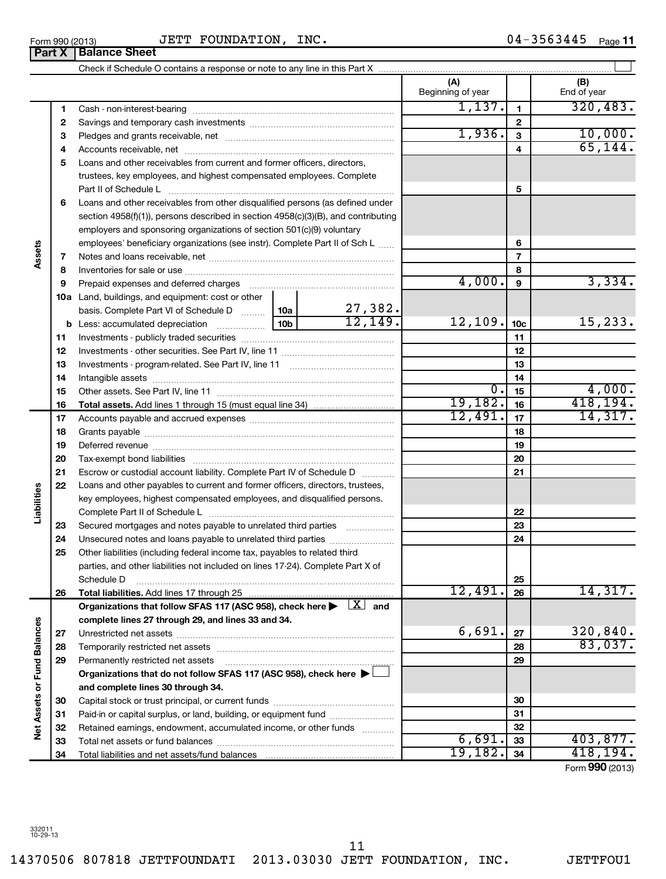Form 990 (2013) JETT FOUNDATION, INC. 04-3563445 Page 11

## Part X | Balance Sheet

Check if Schedule O contains a response or note to any line in this Part X ☐

| | | | | | (A) Beginning of year | | (B) End of year |
|---|---|---|---|---|---|---|---|
| **Assets** | 1 | Cash - non-interest-bearing | | | 1,137. | 1 | 320,483. |
| | 2 | Savings and temporary cash investments | | | | 2 | |
| | 3 | Pledges and grants receivable, net | | | 1,936. | 3 | 10,000. |
| | 4 | Accounts receivable, net | | | | 4 | 65,144. |
| | 5 | Loans and other receivables from current and former officers, directors, trustees, key employees, and highest compensated employees. Complete Part II of Schedule L | | | | 5 | |
| | 6 | Loans and other receivables from other disqualified persons (as defined under section 4958(f)(1)), persons described in section 4958(c)(3)(B), and contributing employers and sponsoring organizations of section 501(c)(9) voluntary employees' beneficiary organizations (see instr). Complete Part II of Sch L | | | | 6 | |
| | 7 | Notes and loans receivable, net | | | | 7 | |
| | 8 | Inventories for sale or use | | | | 8 | |
| | 9 | Prepaid expenses and deferred charges | | | 4,000. | 9 | 3,334. |
| | 10a | Land, buildings, and equipment: cost or other basis. Complete Part VI of Schedule D | 10a | 27,382. | | | |
| | b | Less: accumulated depreciation | 10b | 12,149. | 12,109. | 10c | 15,233. |
| | 11 | Investments - publicly traded securities | | | | 11 | |
| | 12 | Investments - other securities. See Part IV, line 11 | | | | 12 | |
| | 13 | Investments - program-related. See Part IV, line 11 | | | | 13 | |
| | 14 | Intangible assets | | | | 14 | |
| | 15 | Other assets. See Part IV, line 11 | | | 0. | 15 | 4,000. |
| | 16 | **Total assets.** Add lines 1 through 15 (must equal line 34) | | | 19,182. | 16 | 418,194. |
| **Liabilities** | 17 | Accounts payable and accrued expenses | | | 12,491. | 17 | 14,317. |
| | 18 | Grants payable | | | | 18 | |
| | 19 | Deferred revenue | | | | 19 | |
| | 20 | Tax-exempt bond liabilities | | | | 20 | |
| | 21 | Escrow or custodial account liability. Complete Part IV of Schedule D | | | | 21 | |
| | 22 | Loans and other payables to current and former officers, directors, trustees, key employees, highest compensated employees, and disqualified persons. Complete Part II of Schedule L | | | | 22 | |
| | 23 | Secured mortgages and notes payable to unrelated third parties | | | | 23 | |
| | 24 | Unsecured notes and loans payable to unrelated third parties | | | | 24 | |
| | 25 | Other liabilities (including federal income tax, payables to related third parties, and other liabilities not included on lines 17-24). Complete Part X of Schedule D | | | | 25 | |
| | 26 | **Total liabilities.** Add lines 17 through 25 | | | 12,491. | 26 | 14,317. |
| **Net Assets or Fund Balances** | | **Organizations that follow SFAS 117 (ASC 958), check here ▶ [X] and complete lines 27 through 29, and lines 33 and 34.** | | | | | |
| | 27 | Unrestricted net assets | | | 6,691. | 27 | 320,840. |
| | 28 | Temporarily restricted net assets | | | | 28 | 83,037. |
| | 29 | Permanently restricted net assets | | | | 29 | |
| | | **Organizations that do not follow SFAS 117 (ASC 958), check here ▶ [ ] and complete lines 30 through 34.** | | | | | |
| | 30 | Capital stock or trust principal, or current funds | | | | 30 | |
| | 31 | Paid-in or capital surplus, or land, building, or equipment fund | | | | 31 | |
| | 32 | Retained earnings, endowment, accumulated income, or other funds | | | | 32 | |
| | 33 | Total net assets or fund balances | | | 6,691. | 33 | 403,877. |
| | 34 | Total liabilities and net assets/fund balances | | | 19,182. | 34 | 418,194. |

Form **990** (2013)

332011 10-29-13

14370506 807818 JETTFOUNDATI 2013.03030 JETT FOUNDATION, INC. JETTFOU1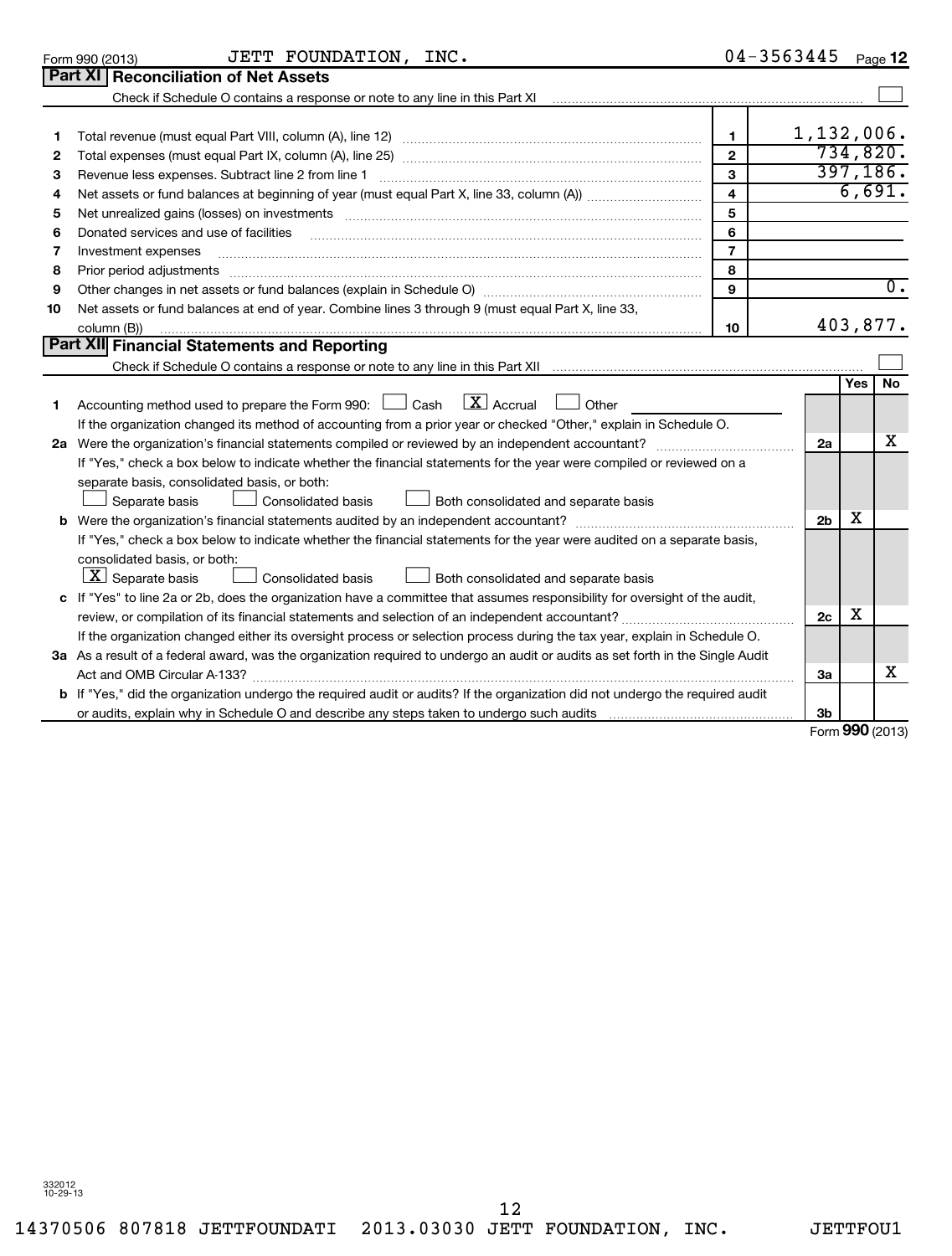Form 990 (2013) JETT FOUNDATION, INC. 04-3563445

## Part XI Reconciliation of Net Assets

Check if Schedule O contains a response or note to any line in this Part XI ☐

| | | | |
|---|---|---|---|
| 1 | Total revenue (must equal Part VIII, column (A), line 12) | 1 | 1,132,006. |
| 2 | Total expenses (must equal Part IX, column (A), line 25) | 2 | 734,820. |
| 3 | Revenue less expenses. Subtract line 2 from line 1 | 3 | 397,186. |
| 4 | Net assets or fund balances at beginning of year (must equal Part X, line 33, column (A)) | 4 | 6,691. |
| 5 | Net unrealized gains (losses) on investments | 5 | |
| 6 | Donated services and use of facilities | 6 | |
| 7 | Investment expenses | 7 | |
| 8 | Prior period adjustments | 8 | |
| 9 | Other changes in net assets or fund balances (explain in Schedule O) | 9 | 0. |
| 10 | Net assets or fund balances at end of year. Combine lines 3 through 9 (must equal Part X, line 33, column (B)) | 10 | 403,877. |

## Part XII Financial Statements and Reporting

Check if Schedule O contains a response or note to any line in this Part XII ☐

| | | | Yes | No |
|---|---|---|---|---|
| 1 | Accounting method used to prepare the Form 990: ☐ Cash ☒ Accrual ☐ Other<br>If the organization changed its method of accounting from a prior year or checked "Other," explain in Schedule O. | | | |
| 2a | Were the organization's financial statements compiled or reviewed by an independent accountant?<br>If "Yes," check a box below to indicate whether the financial statements for the year were compiled or reviewed on a separate basis, consolidated basis, or both:<br>☐ Separate basis ☐ Consolidated basis ☐ Both consolidated and separate basis | 2a | | X |
| b | Were the organization's financial statements audited by an independent accountant?<br>If "Yes," check a box below to indicate whether the financial statements for the year were audited on a separate basis, consolidated basis, or both:<br>☒ Separate basis ☐ Consolidated basis ☐ Both consolidated and separate basis | 2b | X | |
| c | If "Yes" to line 2a or 2b, does the organization have a committee that assumes responsibility for oversight of the audit, review, or compilation of its financial statements and selection of an independent accountant?<br>If the organization changed either its oversight process or selection process during the tax year, explain in Schedule O. | 2c | X | |
| 3a | As a result of a federal award, was the organization required to undergo an audit or audits as set forth in the Single Audit Act and OMB Circular A-133? | 3a | | X |
| b | If "Yes," did the organization undergo the required audit or audits? If the organization did not undergo the required audit or audits, explain why in Schedule O and describe any steps taken to undergo such audits | 3b | | |

Form 990 (2013)

332012 10-29-13

14370506 807818 JETTFOUNDATI 2013.03030 JETT FOUNDATION, INC. JETTFOU1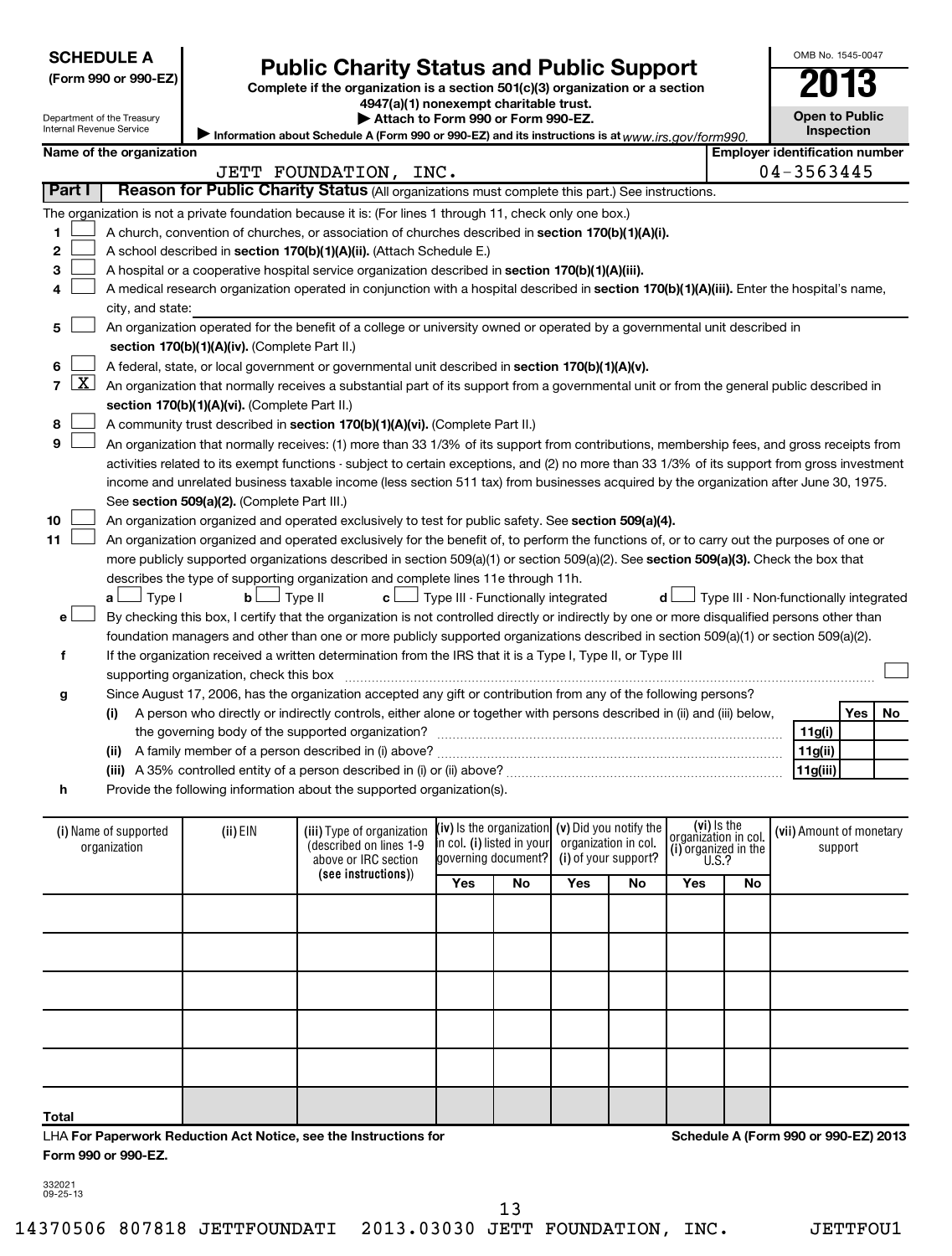**SCHEDULE A (Form 990 or 990-EZ)**

Department of the Treasury
Internal Revenue Service

# Public Charity Status and Public Support

**Complete if the organization is a section 501(c)(3) organization or a section 4947(a)(1) nonexempt charitable trust.**

**▶ Attach to Form 990 or Form 990-EZ.**

**▶ Information about Schedule A (Form 990 or 990-EZ) and its instructions is at** *www.irs.gov/form990.*

OMB No. 1545-0047

**2013**

**Open to Public Inspection**

**Name of the organization:** JETT FOUNDATION, INC.

**Employer identification number:** 04-3563445

## Part I Reason for Public Charity Status (All organizations must complete this part.) See instructions.

The organization is not a private foundation because it is: (For lines 1 through 11, check only one box.)

1. [ ] A church, convention of churches, or association of churches described in **section 170(b)(1)(A)(i).**
2. [ ] A school described in **section 170(b)(1)(A)(ii).** (Attach Schedule E.)
3. [ ] A hospital or a cooperative hospital service organization described in **section 170(b)(1)(A)(iii).**
4. [ ] A medical research organization operated in conjunction with a hospital described in **section 170(b)(1)(A)(iii).** Enter the hospital's name, city, and state:
5. [ ] An organization operated for the benefit of a college or university owned or operated by a governmental unit described in **section 170(b)(1)(A)(iv).** (Complete Part II.)
6. [ ] A federal, state, or local government or governmental unit described in **section 170(b)(1)(A)(v).**
7. [X] An organization that normally receives a substantial part of its support from a governmental unit or from the general public described in **section 170(b)(1)(A)(vi).** (Complete Part II.)
8. [ ] A community trust described in **section 170(b)(1)(A)(vi).** (Complete Part II.)
9. [ ] An organization that normally receives: (1) more than 33 1/3% of its support from contributions, membership fees, and gross receipts from activities related to its exempt functions - subject to certain exceptions, and (2) no more than 33 1/3% of its support from gross investment income and unrelated business taxable income (less section 511 tax) from businesses acquired by the organization after June 30, 1975. See **section 509(a)(2).** (Complete Part III.)
10. [ ] An organization organized and operated exclusively to test for public safety. See **section 509(a)(4).**
11. [ ] An organization organized and operated exclusively for the benefit of, to perform the functions of, or to carry out the purposes of one or more publicly supported organizations described in section 509(a)(1) or section 509(a)(2). See **section 509(a)(3).** Check the box that describes the type of supporting organization and complete lines 11e through 11h.
   **a** [ ] Type I  **b** [ ] Type II  **c** [ ] Type III - Functionally integrated  **d** [ ] Type III - Non-functionally integrated
   **e** [ ] By checking this box, I certify that the organization is not controlled directly or indirectly by one or more disqualified persons other than foundation managers and other than one or more publicly supported organizations described in section 509(a)(1) or section 509(a)(2).
   **f** If the organization received a written determination from the IRS that it is a Type I, Type II, or Type III supporting organization, check this box [ ]
   **g** Since August 17, 2006, has the organization accepted any gift or contribution from any of the following persons?

| | | Yes | No |
|---|---|---|---|
| (i) A person who directly or indirectly controls, either alone or together with persons described in (ii) and (iii) below, the governing body of the supported organization? | 11g(i) | | |
| (ii) A family member of a person described in (i) above? | 11g(ii) | | |
| (iii) A 35% controlled entity of a person described in (i) or (ii) above? | 11g(iii) | | |

   **h** Provide the following information about the supported organization(s).

| (i) Name of supported organization | (ii) EIN | (iii) Type of organization (described on lines 1-9 above or IRC section (see instructions)) | (iv) Is the organization in col. (i) listed in your governing document? Yes | No | (v) Did you notify the organization in col. (i) of your support? Yes | No | (vi) Is the organization in col. (i) organized in the U.S.? Yes | No | (vii) Amount of monetary support |
|---|---|---|---|---|---|---|---|---|---|
| | | | | | | | | | |
| | | | | | | | | | |
| | | | | | | | | | |
| | | | | | | | | | |
| | | | | | | | | | |
| Total | | | | | | | | | |

LHA **For Paperwork Reduction Act Notice, see the Instructions for Form 990 or 990-EZ.**

**Schedule A (Form 990 or 990-EZ) 2013**

332021 09-25-13

14370506 807818 JETTFOUNDATI 2013.03030 JETT FOUNDATION, INC. JETTFOU1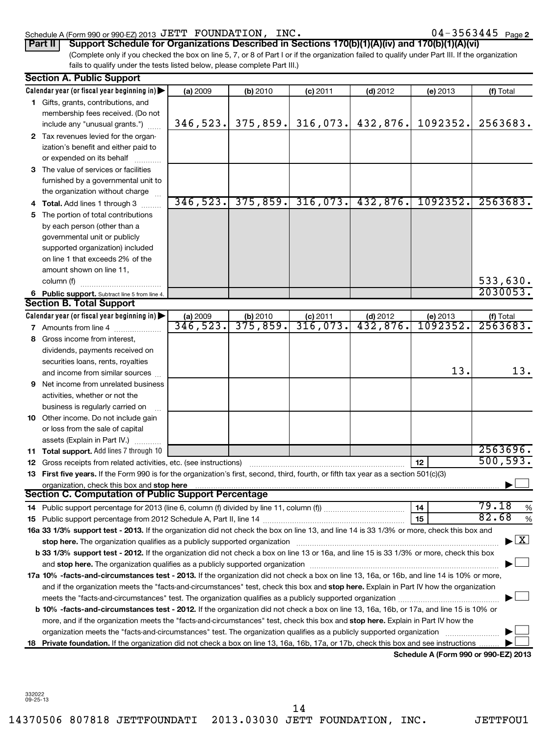Schedule A (Form 990 or 990-EZ) 2013 JETT FOUNDATION, INC. 04-3563445 Page 2

**Part II** **Support Schedule for Organizations Described in Sections 170(b)(1)(A)(iv) and 170(b)(1)(A)(vi)**

(Complete only if you checked the box on line 5, 7, or 8 of Part I or if the organization failed to qualify under Part III. If the organization fails to qualify under the tests listed below, please complete Part III.)

**Section A. Public Support**

| Calendar year (or fiscal year beginning in) ▶ | (a) 2009 | (b) 2010 | (c) 2011 | (d) 2012 | (e) 2013 | (f) Total |
|---|---|---|---|---|---|---|
| **1** Gifts, grants, contributions, and membership fees received. (Do not include any "unusual grants.") | 346,523. | 375,859. | 316,073. | 432,876. | 1092352. | 2563683. |
| **2** Tax revenues levied for the organization's benefit and either paid to or expended on its behalf | | | | | | |
| **3** The value of services or facilities furnished by a governmental unit to the organization without charge | | | | | | |
| **4 Total.** Add lines 1 through 3 | 346,523. | 375,859. | 316,073. | 432,876. | 1092352. | 2563683. |
| **5** The portion of total contributions by each person (other than a governmental unit or publicly supported organization) included on line 1 that exceeds 2% of the amount shown on line 11, column (f) | | | | | | 533,630. |
| **6 Public support.** Subtract line 5 from line 4. | | | | | | 2030053. |

**Section B. Total Support**

| Calendar year (or fiscal year beginning in) ▶ | (a) 2009 | (b) 2010 | (c) 2011 | (d) 2012 | (e) 2013 | (f) Total |
|---|---|---|---|---|---|---|
| **7** Amounts from line 4 | 346,523. | 375,859. | 316,073. | 432,876. | 1092352. | 2563683. |
| **8** Gross income from interest, dividends, payments received on securities loans, rents, royalties and income from similar sources | | | | | 13. | 13. |
| **9** Net income from unrelated business activities, whether or not the business is regularly carried on | | | | | | |
| **10** Other income. Do not include gain or loss from the sale of capital assets (Explain in Part IV.) | | | | | | |
| **11 Total support.** Add lines 7 through 10 | | | | | | 2563696. |

**12** Gross receipts from related activities, etc. (see instructions) ..... **12** 500,593.

**13 First five years.** If the Form 990 is for the organization's first, second, third, fourth, or fifth tax year as a section 501(c)(3) organization, check this box and **stop here** ▶ ☐

**Section C. Computation of Public Support Percentage**

**14** Public support percentage for 2013 (line 6, column (f) divided by line 11, column (f)) ..... **14** 79.18 %

**15** Public support percentage from 2012 Schedule A, Part II, line 14 ..... **15** 82.68 %

**16a 33 1/3% support test - 2013.** If the organization did not check the box on line 13, and line 14 is 33 1/3% or more, check this box and **stop here.** The organization qualifies as a publicly supported organization ▶ ☒

**b 33 1/3% support test - 2012.** If the organization did not check a box on line 13 or 16a, and line 15 is 33 1/3% or more, check this box and **stop here.** The organization qualifies as a publicly supported organization ▶ ☐

**17a 10% -facts-and-circumstances test - 2013.** If the organization did not check a box on line 13, 16a, or 16b, and line 14 is 10% or more, and if the organization meets the "facts-and-circumstances" test, check this box and **stop here.** Explain in Part IV how the organization meets the "facts-and-circumstances" test. The organization qualifies as a publicly supported organization ▶ ☐

**b 10% -facts-and-circumstances test - 2012.** If the organization did not check a box on line 13, 16a, 16b, or 17a, and line 15 is 10% or more, and if the organization meets the "facts-and-circumstances" test, check this box and **stop here.** Explain in Part IV how the organization meets the "facts-and-circumstances" test. The organization qualifies as a publicly supported organization ▶ ☐

**18 Private foundation.** If the organization did not check a box on line 13, 16a, 16b, 17a, or 17b, check this box and see instructions ▶ ☐

**Schedule A (Form 990 or 990-EZ) 2013**

332022 09-25-13

14370506 807818 JETTFOUNDATI 2013.03030 JETT FOUNDATION, INC. JETTFOU1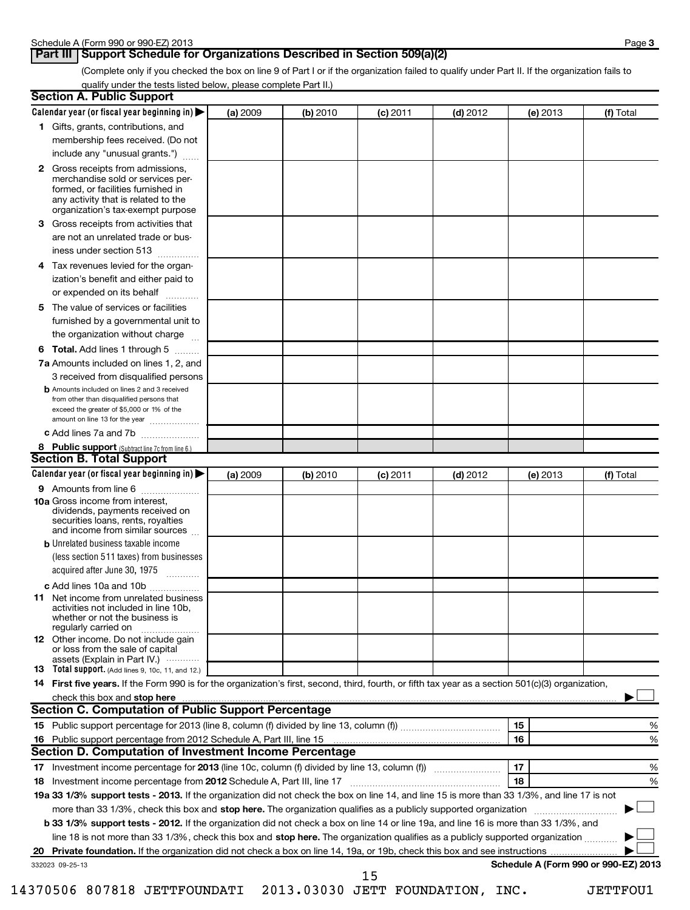## Part III Support Schedule for Organizations Described in Section 509(a)(2)

(Complete only if you checked the box on line 9 of Part I or if the organization failed to qualify under Part II. If the organization fails to qualify under the tests listed below, please complete Part II.)

### Section A. Public Support

| Calendar year (or fiscal year beginning in) ▶ | (a) 2009 | (b) 2010 | (c) 2011 | (d) 2012 | (e) 2013 | (f) Total |
|---|---|---|---|---|---|---|
| **1** Gifts, grants, contributions, and membership fees received. (Do not include any "unusual grants.") | | | | | | |
| **2** Gross receipts from admissions, merchandise sold or services performed, or facilities furnished in any activity that is related to the organization's tax-exempt purpose | | | | | | |
| **3** Gross receipts from activities that are not an unrelated trade or business under section 513 | | | | | | |
| **4** Tax revenues levied for the organization's benefit and either paid to or expended on its behalf | | | | | | |
| **5** The value of services or facilities furnished by a governmental unit to the organization without charge | | | | | | |
| **6 Total.** Add lines 1 through 5 | | | | | | |
| **7a** Amounts included on lines 1, 2, and 3 received from disqualified persons | | | | | | |
| **b** Amounts included on lines 2 and 3 received from other than disqualified persons that exceed the greater of $5,000 or 1% of the amount on line 13 for the year | | | | | | |
| **c** Add lines 7a and 7b | | | | | | |
| **8 Public support** (Subtract line 7c from line 6.) | | | | | | |

### Section B. Total Support

| Calendar year (or fiscal year beginning in) ▶ | (a) 2009 | (b) 2010 | (c) 2011 | (d) 2012 | (e) 2013 | (f) Total |
|---|---|---|---|---|---|---|
| **9** Amounts from line 6 | | | | | | |
| **10a** Gross income from interest, dividends, payments received on securities loans, rents, royalties and income from similar sources | | | | | | |
| **b** Unrelated business taxable income (less section 511 taxes) from businesses acquired after June 30, 1975 | | | | | | |
| **c** Add lines 10a and 10b | | | | | | |
| **11** Net income from unrelated business activities not included in line 10b, whether or not the business is regularly carried on | | | | | | |
| **12** Other income. Do not include gain or loss from the sale of capital assets (Explain in Part IV.) | | | | | | |
| **13 Total support.** (Add lines 9, 10c, 11, and 12.) | | | | | | |

**14 First five years.** If the Form 990 is for the organization's first, second, third, fourth, or fifth tax year as a section 501(c)(3) organization, check this box and **stop here** ▶ ☐

### Section C. Computation of Public Support Percentage

| | | | |
|---|---|---|---|
| **15** | Public support percentage for 2013 (line 8, column (f) divided by line 13, column (f)) | 15 | % |
| **16** | Public support percentage from 2012 Schedule A, Part III, line 15 | 16 | % |

### Section D. Computation of Investment Income Percentage

| | | | |
|---|---|---|---|
| **17** | Investment income percentage for **2013** (line 10c, column (f) divided by line 13, column (f)) | 17 | % |
| **18** | Investment income percentage from **2012** Schedule A, Part III, line 17 | 18 | % |

**19a 33 1/3% support tests - 2013.** If the organization did not check the box on line 14, and line 15 is more than 33 1/3%, and line 17 is not more than 33 1/3%, check this box and **stop here.** The organization qualifies as a publicly supported organization ▶ ☐

**b 33 1/3% support tests - 2012.** If the organization did not check a box on line 14 or line 19a, and line 16 is more than 33 1/3%, and line 18 is not more than 33 1/3%, check this box and **stop here.** The organization qualifies as a publicly supported organization ▶ ☐

**20 Private foundation.** If the organization did not check a box on line 14, 19a, or 19b, check this box and see instructions ▶ ☐

332023 09-25-13

14370506 807818 JETTFOUNDATI 2013.03030 JETT FOUNDATION, INC. JETTFOU1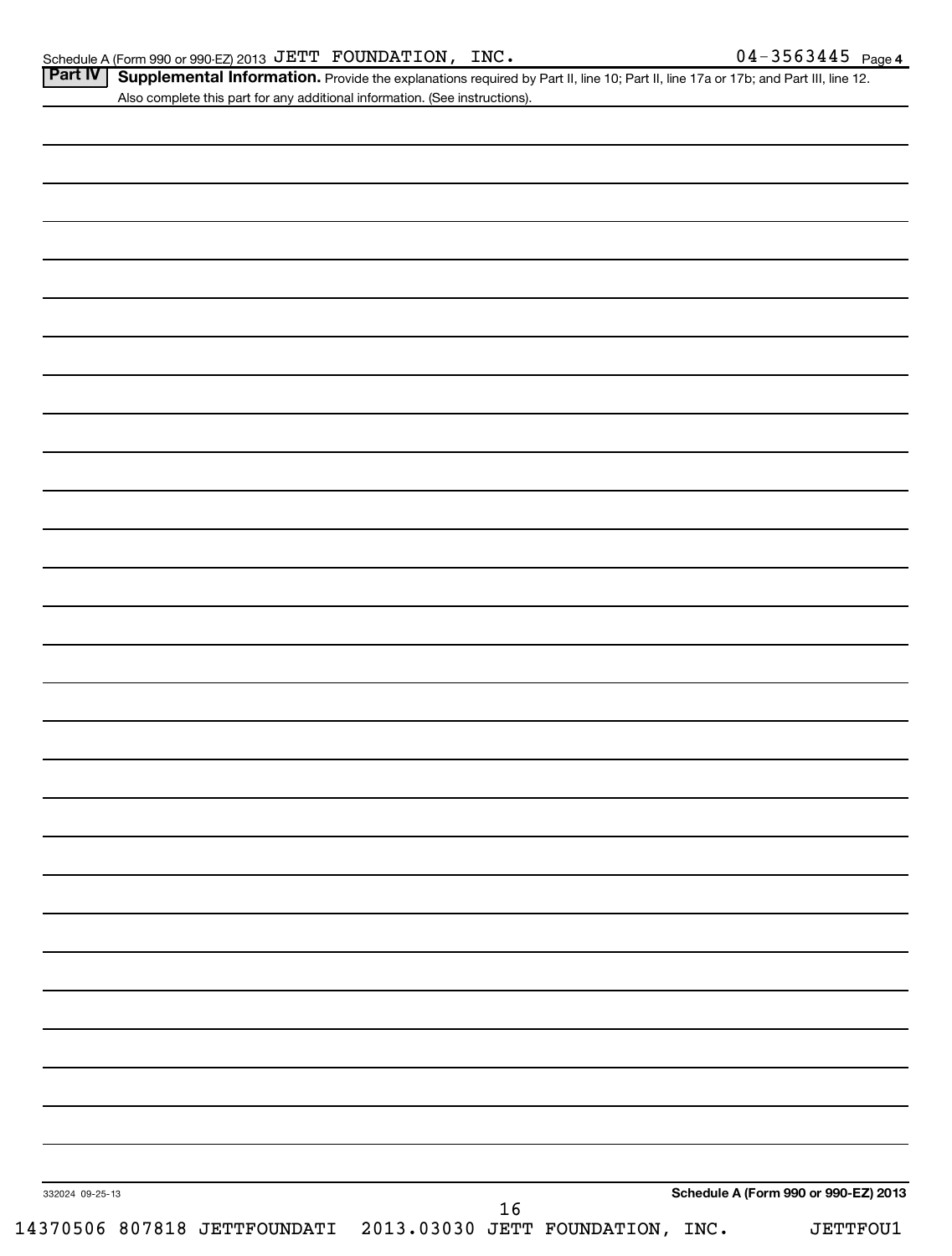Schedule A (Form 990 or 990-EZ) 2013 JETT FOUNDATION, INC. 04-3563445 Page 4

**Part IV** **Supplemental Information.** Provide the explanations required by Part II, line 10; Part II, line 17a or 17b; and Part III, line 12. Also complete this part for any additional information. (See instructions).

332024 09-25-13

**Schedule A (Form 990 or 990-EZ) 2013**

14370506 807818 JETTFOUNDATI 2013.03030 JETT FOUNDATION, INC. JETTFOU1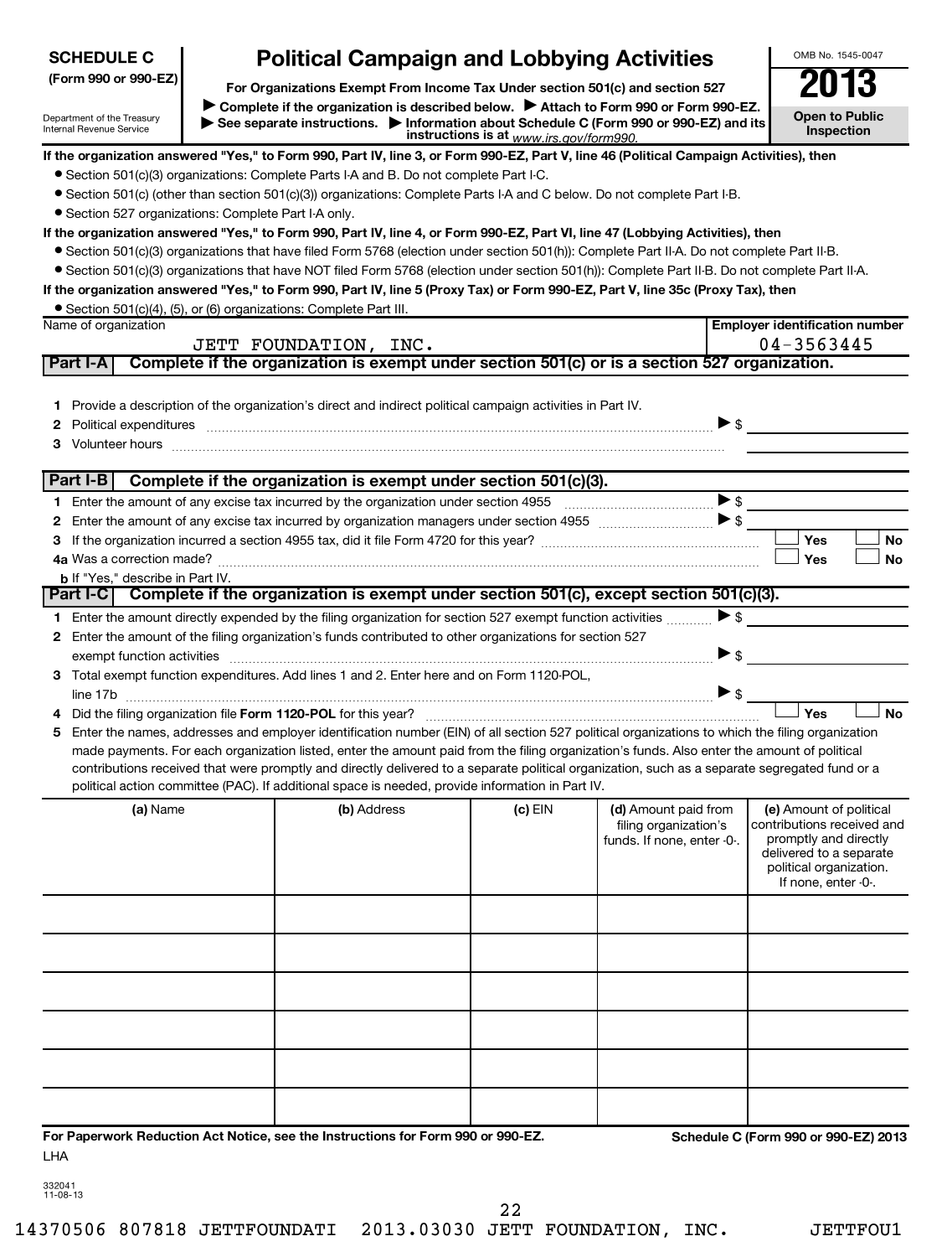**SCHEDULE C (Form 990 or 990-EZ)**

Department of the Treasury
Internal Revenue Service

# Political Campaign and Lobbying Activities

**For Organizations Exempt From Income Tax Under section 501(c) and section 527**

▶ **Complete if the organization is described below.** ▶ **Attach to Form 990 or Form 990-EZ.**
▶ **See separate instructions.** ▶ **Information about Schedule C (Form 990 or 990-EZ) and its instructions is at** *www.irs.gov/form990.*

OMB No. 1545-0047

**2013**

**Open to Public Inspection**

**If the organization answered "Yes," to Form 990, Part IV, line 3, or Form 990-EZ, Part V, line 46 (Political Campaign Activities), then**

- Section 501(c)(3) organizations: Complete Parts I-A and B. Do not complete Part I-C.
- Section 501(c) (other than section 501(c)(3)) organizations: Complete Parts I-A and C below. Do not complete Part I-B.
- Section 527 organizations: Complete Part I-A only.

**If the organization answered "Yes," to Form 990, Part IV, line 4, or Form 990-EZ, Part VI, line 47 (Lobbying Activities), then**

- Section 501(c)(3) organizations that have filed Form 5768 (election under section 501(h)): Complete Part II-A. Do not complete Part II-B.
- Section 501(c)(3) organizations that have NOT filed Form 5768 (election under section 501(h)): Complete Part II-B. Do not complete Part II-A.

**If the organization answered "Yes," to Form 990, Part IV, line 5 (Proxy Tax) or Form 990-EZ, Part V, line 35c (Proxy Tax), then**

- Section 501(c)(4), (5), or (6) organizations: Complete Part III.

| Name of organization | Employer identification number |
|---|---|
| JETT FOUNDATION, INC. | 04-3563445 |

## Part I-A Complete if the organization is exempt under section 501(c) or is a section 527 organization.

1 Provide a description of the organization's direct and indirect political campaign activities in Part IV.
2 Political expenditures ▶ $
3 Volunteer hours

## Part I-B Complete if the organization is exempt under section 501(c)(3).

1 Enter the amount of any excise tax incurred by the organization under section 4955 ▶ $
2 Enter the amount of any excise tax incurred by organization managers under section 4955 ▶ $
3 If the organization incurred a section 4955 tax, did it file Form 4720 for this year? ☐ Yes ☐ No
4a Was a correction made? ☐ Yes ☐ No
b If "Yes," describe in Part IV.

## Part I-C Complete if the organization is exempt under section 501(c), except section 501(c)(3).

1 Enter the amount directly expended by the filing organization for section 527 exempt function activities ▶ $
2 Enter the amount of the filing organization's funds contributed to other organizations for section 527 exempt function activities ▶ $
3 Total exempt function expenditures. Add lines 1 and 2. Enter here and on Form 1120-POL, line 17b ▶ $
4 Did the filing organization file **Form 1120-POL** for this year? ☐ Yes ☐ No
5 Enter the names, addresses and employer identification number (EIN) of all section 527 political organizations to which the filing organization made payments. For each organization listed, enter the amount paid from the filing organization's funds. Also enter the amount of political contributions received that were promptly and directly delivered to a separate political organization, such as a separate segregated fund or a political action committee (PAC). If additional space is needed, provide information in Part IV.

| (a) Name | (b) Address | (c) EIN | (d) Amount paid from filing organization's funds. If none, enter -0-. | (e) Amount of political contributions received and promptly and directly delivered to a separate political organization. If none, enter -0-. |
|---|---|---|---|---|
| | | | | |
| | | | | |
| | | | | |
| | | | | |
| | | | | |
| | | | | |

**For Paperwork Reduction Act Notice, see the Instructions for Form 990 or 990-EZ.** **Schedule C (Form 990 or 990-EZ) 2013**

LHA

332041
11-08-13

14370506 807818 JETTFOUNDATI 2013.03030 JETT FOUNDATION, INC. JETTFOU1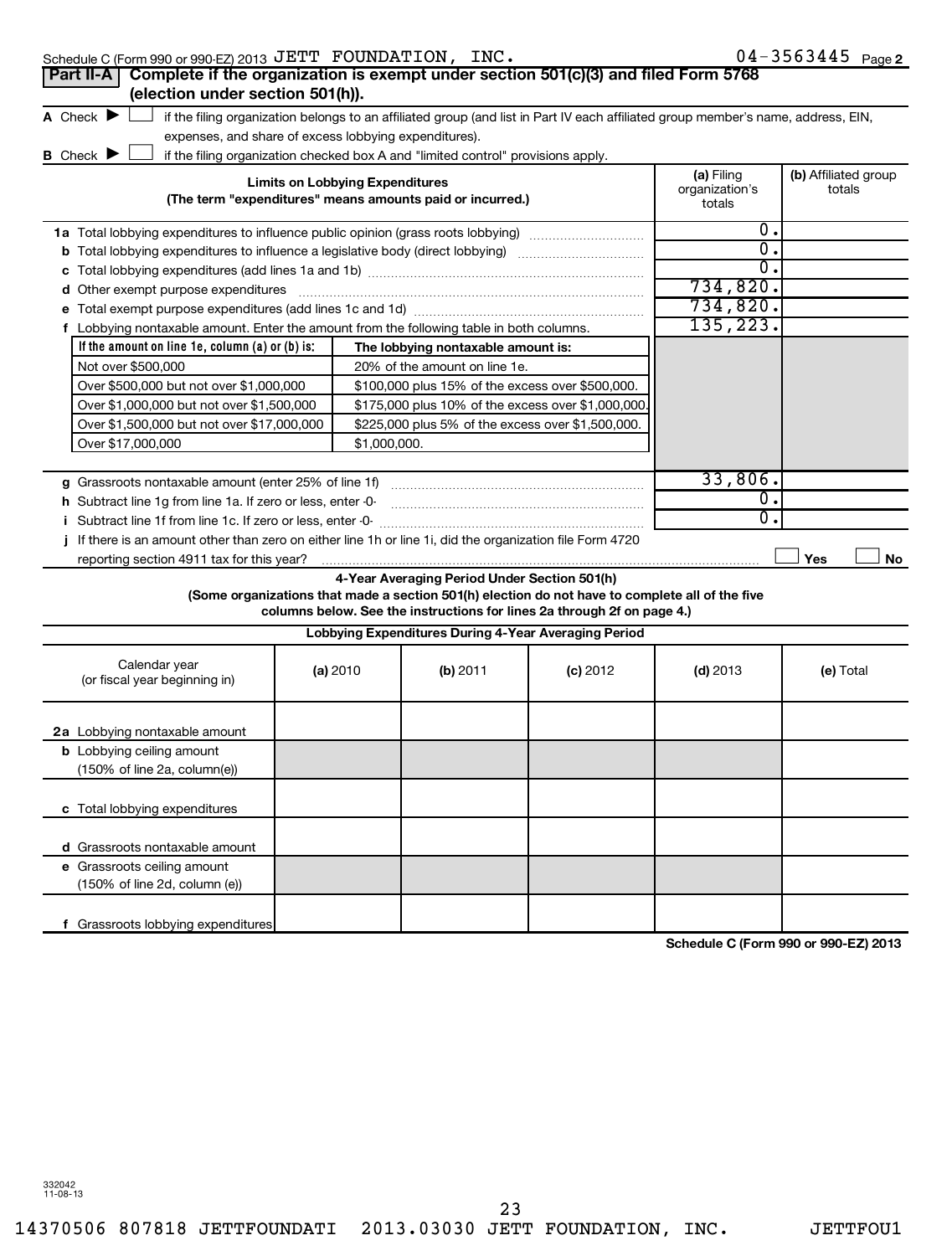Schedule C (Form 990 or 990-EZ) 2013 JETT FOUNDATION, INC. 04-3563445 Page 2

## Part II-A Complete if the organization is exempt under section 501(c)(3) and filed Form 5768 (election under section 501(h)).

**A** Check ▶ ☐ if the filing organization belongs to an affiliated group (and list in Part IV each affiliated group member's name, address, EIN, expenses, and share of excess lobbying expenditures).

**B** Check ▶ ☐ if the filing organization checked box A and "limited control" provisions apply.

| Limits on Lobbying Expenditures (The term "expenditures" means amounts paid or incurred.) | (a) Filing organization's totals | (b) Affiliated group totals |
|---|---|---|
| **1a** Total lobbying expenditures to influence public opinion (grass roots lobbying) | 0. | |
| **b** Total lobbying expenditures to influence a legislative body (direct lobbying) | 0. | |
| **c** Total lobbying expenditures (add lines 1a and 1b) | 0. | |
| **d** Other exempt purpose expenditures | 734,820. | |
| **e** Total exempt purpose expenditures (add lines 1c and 1d) | 734,820. | |
| **f** Lobbying nontaxable amount. Enter the amount from the following table in both columns. | 135,223. | |

| If the amount on line 1e, column (a) or (b) is: | The lobbying nontaxable amount is: |
|---|---|
| Not over $500,000 | 20% of the amount on line 1e. |
| Over $500,000 but not over $1,000,000 | $100,000 plus 15% of the excess over $500,000. |
| Over $1,000,000 but not over $1,500,000 | $175,000 plus 10% of the excess over $1,000,000. |
| Over $1,500,000 but not over $17,000,000 | $225,000 plus 5% of the excess over $1,500,000. |
| Over $17,000,000 | $1,000,000. |

| | (a) Filing organization's totals | (b) Affiliated group totals |
|---|---|---|
| **g** Grassroots nontaxable amount (enter 25% of line 1f) | 33,806. | |
| **h** Subtract line 1g from line 1a. If zero or less, enter -0- | 0. | |
| **i** Subtract line 1f from line 1c. If zero or less, enter -0- | 0. | |

**j** If there is an amount other than zero on either line 1h or line 1i, did the organization file Form 4720 reporting section 4911 tax for this year? ☐ Yes ☐ No

### 4-Year Averaging Period Under Section 501(h)

**(Some organizations that made a section 501(h) election do not have to complete all of the five columns below. See the instructions for lines 2a through 2f on page 4.)**

**Lobbying Expenditures During 4-Year Averaging Period**

| Calendar year (or fiscal year beginning in) | (a) 2010 | (b) 2011 | (c) 2012 | (d) 2013 | (e) Total |
|---|---|---|---|---|---|
| **2a** Lobbying nontaxable amount | | | | | |
| **b** Lobbying ceiling amount (150% of line 2a, column(e)) | | | | | |
| **c** Total lobbying expenditures | | | | | |
| **d** Grassroots nontaxable amount | | | | | |
| **e** Grassroots ceiling amount (150% of line 2d, column (e)) | | | | | |
| **f** Grassroots lobbying expenditures | | | | | |

**Schedule C (Form 990 or 990-EZ) 2013**

332042 11-08-13

14370506 807818 JETTFOUNDATI 2013.03030 JETT FOUNDATION, INC. JETTFOU1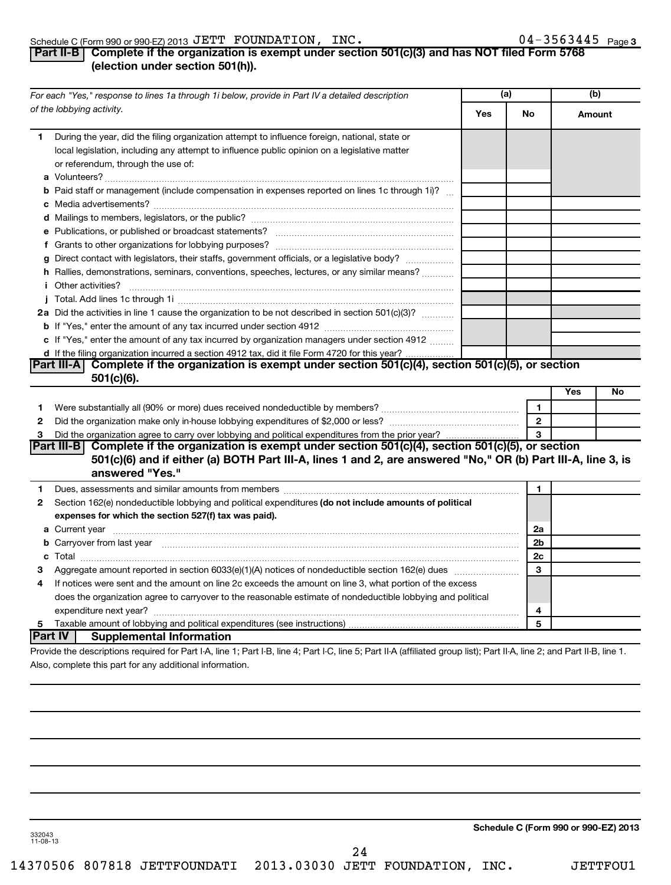Schedule C (Form 990 or 990-EZ) 2013 JETT FOUNDATION, INC. 04-3563445 Page 3

## Part II-B Complete if the organization is exempt under section 501(c)(3) and has NOT filed Form 5768 (election under section 501(h)).

| For each "Yes," response to lines 1a through 1i below, provide in Part IV a detailed description of the lobbying activity. | (a) Yes | (a) No | (b) Amount |
|---|---|---|---|
| **1** During the year, did the filing organization attempt to influence foreign, national, state or local legislation, including any attempt to influence public opinion on a legislative matter or referendum, through the use of: | | | |
| **a** Volunteers? | | | |
| **b** Paid staff or management (include compensation in expenses reported on lines 1c through 1i)? | | | |
| **c** Media advertisements? | | | |
| **d** Mailings to members, legislators, or the public? | | | |
| **e** Publications, or published or broadcast statements? | | | |
| **f** Grants to other organizations for lobbying purposes? | | | |
| **g** Direct contact with legislators, their staffs, government officials, or a legislative body? | | | |
| **h** Rallies, demonstrations, seminars, conventions, speeches, lectures, or any similar means? | | | |
| **i** Other activities? | | | |
| **j** Total. Add lines 1c through 1i | | | |
| **2a** Did the activities in line 1 cause the organization to be not described in section 501(c)(3)? | | | |
| **b** If "Yes," enter the amount of any tax incurred under section 4912 | | | |
| **c** If "Yes," enter the amount of any tax incurred by organization managers under section 4912 | | | |
| **d** If the filing organization incurred a section 4912 tax, did it file Form 4720 for this year? | | | |

## Part III-A Complete if the organization is exempt under section 501(c)(4), section 501(c)(5), or section 501(c)(6).

| | | | Yes | No |
|---|---|---|---|---|
| **1** | Were substantially all (90% or more) dues received nondeductible by members? | 1 | | |
| **2** | Did the organization make only in-house lobbying expenditures of $2,000 or less? | 2 | | |
| **3** | Did the organization agree to carry over lobbying and political expenditures from the prior year? | 3 | | |

## Part III-B Complete if the organization is exempt under section 501(c)(4), section 501(c)(5), or section 501(c)(6) and if either (a) BOTH Part III-A, lines 1 and 2, are answered "No," OR (b) Part III-A, line 3, is answered "Yes."

| | | | |
|---|---|---|---|
| **1** | Dues, assessments and similar amounts from members | 1 | |
| **2** | Section 162(e) nondeductible lobbying and political expenditures **(do not include amounts of political expenses for which the section 527(f) tax was paid).** | | |
| **a** | Current year | 2a | |
| **b** | Carryover from last year | 2b | |
| **c** | Total | 2c | |
| **3** | Aggregate amount reported in section 6033(e)(1)(A) notices of nondeductible section 162(e) dues | 3 | |
| **4** | If notices were sent and the amount on line 2c exceeds the amount on line 3, what portion of the excess does the organization agree to carryover to the reasonable estimate of nondeductible lobbying and political expenditure next year? | 4 | |
| **5** | Taxable amount of lobbying and political expenditures (see instructions) | 5 | |

## Part IV Supplemental Information

Provide the descriptions required for Part I-A, line 1; Part I-B, line 4; Part I-C, line 5; Part II-A (affiliated group list); Part II-A, line 2; and Part II-B, line 1. Also, complete this part for any additional information.

332043 11-08-13

**Schedule C (Form 990 or 990-EZ) 2013**

14370506 807818 JETTFOUNDATI 2013.03030 JETT FOUNDATION, INC. JETTFOU1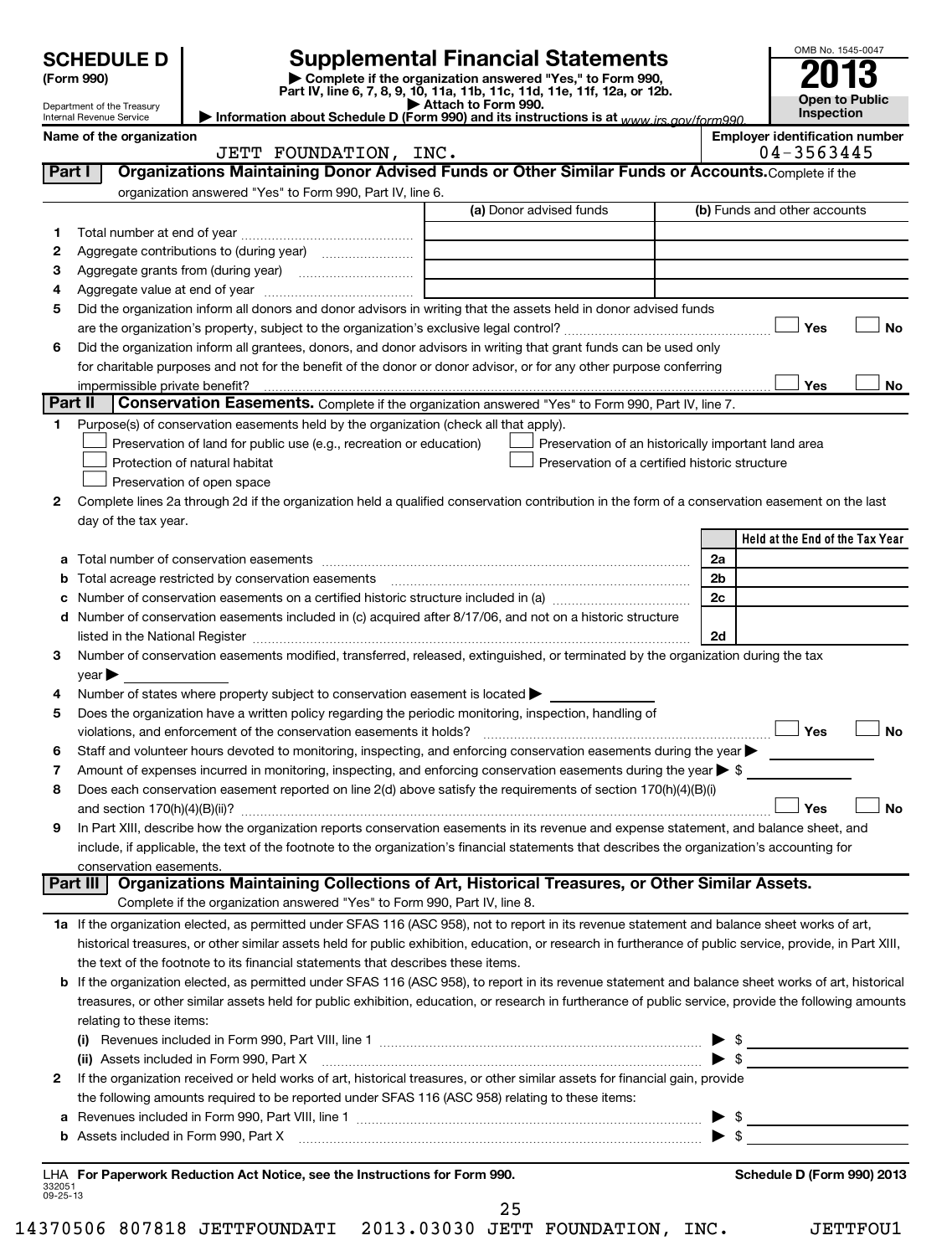# SCHEDULE D (Form 990)

Department of the Treasury
Internal Revenue Service

## Supplemental Financial Statements

▶ Complete if the organization answered "Yes," to Form 990, Part IV, line 6, 7, 8, 9, 10, 11a, 11b, 11c, 11d, 11e, 11f, 12a, or 12b.
▶ Attach to Form 990.
▶ Information about Schedule D (Form 990) and its instructions is at www.irs.gov/form990.

OMB No. 1545-0047

**2013**

**Open to Public Inspection**

**Name of the organization:** JETT FOUNDATION, INC.

**Employer identification number:** 04-3563445

## Part I — Organizations Maintaining Donor Advised Funds or Other Similar Funds or Accounts.

Complete if the organization answered "Yes" to Form 990, Part IV, line 6.

| | | (a) Donor advised funds | (b) Funds and other accounts |
|---|---|---|---|
| 1 | Total number at end of year | | |
| 2 | Aggregate contributions to (during year) | | |
| 3 | Aggregate grants from (during year) | | |
| 4 | Aggregate value at end of year | | |

5 Did the organization inform all donors and donor advisors in writing that the assets held in donor advised funds are the organization's property, subject to the organization's exclusive legal control? ☐ Yes ☐ No

6 Did the organization inform all grantees, donors, and donor advisors in writing that grant funds can be used only for charitable purposes and not for the benefit of the donor or donor advisor, or for any other purpose conferring impermissible private benefit? ☐ Yes ☐ No

## Part II — Conservation Easements.

Complete if the organization answered "Yes" to Form 990, Part IV, line 7.

1 Purpose(s) of conservation easements held by the organization (check all that apply).

- ☐ Preservation of land for public use (e.g., recreation or education)
- ☐ Preservation of an historically important land area
- ☐ Protection of natural habitat
- ☐ Preservation of a certified historic structure
- ☐ Preservation of open space

2 Complete lines 2a through 2d if the organization held a qualified conservation contribution in the form of a conservation easement on the last day of the tax year.

| | | | Held at the End of the Tax Year |
|---|---|---|---|
| a | Total number of conservation easements | 2a | |
| b | Total acreage restricted by conservation easements | 2b | |
| c | Number of conservation easements on a certified historic structure included in (a) | 2c | |
| d | Number of conservation easements included in (c) acquired after 8/17/06, and not on a historic structure listed in the National Register | 2d | |

3 Number of conservation easements modified, transferred, released, extinguished, or terminated by the organization during the tax year ▶ ______

4 Number of states where property subject to conservation easement is located ▶ ______

5 Does the organization have a written policy regarding the periodic monitoring, inspection, handling of violations, and enforcement of the conservation easements it holds? ☐ Yes ☐ No

6 Staff and volunteer hours devoted to monitoring, inspecting, and enforcing conservation easements during the year ▶ ______

7 Amount of expenses incurred in monitoring, inspecting, and enforcing conservation easements during the year ▶ $ ______

8 Does each conservation easement reported on line 2(d) above satisfy the requirements of section 170(h)(4)(B)(i) and section 170(h)(4)(B)(ii)? ☐ Yes ☐ No

9 In Part XIII, describe how the organization reports conservation easements in its revenue and expense statement, and balance sheet, and include, if applicable, the text of the footnote to the organization's financial statements that describes the organization's accounting for conservation easements.

## Part III — Organizations Maintaining Collections of Art, Historical Treasures, or Other Similar Assets.

Complete if the organization answered "Yes" to Form 990, Part IV, line 8.

1a If the organization elected, as permitted under SFAS 116 (ASC 958), not to report in its revenue statement and balance sheet works of art, historical treasures, or other similar assets held for public exhibition, education, or research in furtherance of public service, provide, in Part XIII, the text of the footnote to its financial statements that describes these items.

b If the organization elected, as permitted under SFAS 116 (ASC 958), to report in its revenue statement and balance sheet works of art, historical treasures, or other similar assets held for public exhibition, education, or research in furtherance of public service, provide the following amounts relating to these items:

(i) Revenues included in Form 990, Part VIII, line 1 ▶ $ ______

(ii) Assets included in Form 990, Part X ▶ $ ______

2 If the organization received or held works of art, historical treasures, or other similar assets for financial gain, provide the following amounts required to be reported under SFAS 116 (ASC 958) relating to these items:

a Revenues included in Form 990, Part VIII, line 1 ▶ $ ______

b Assets included in Form 990, Part X ▶ $ ______

LHA For Paperwork Reduction Act Notice, see the Instructions for Form 990.

Schedule D (Form 990) 2013

332051 09-25-13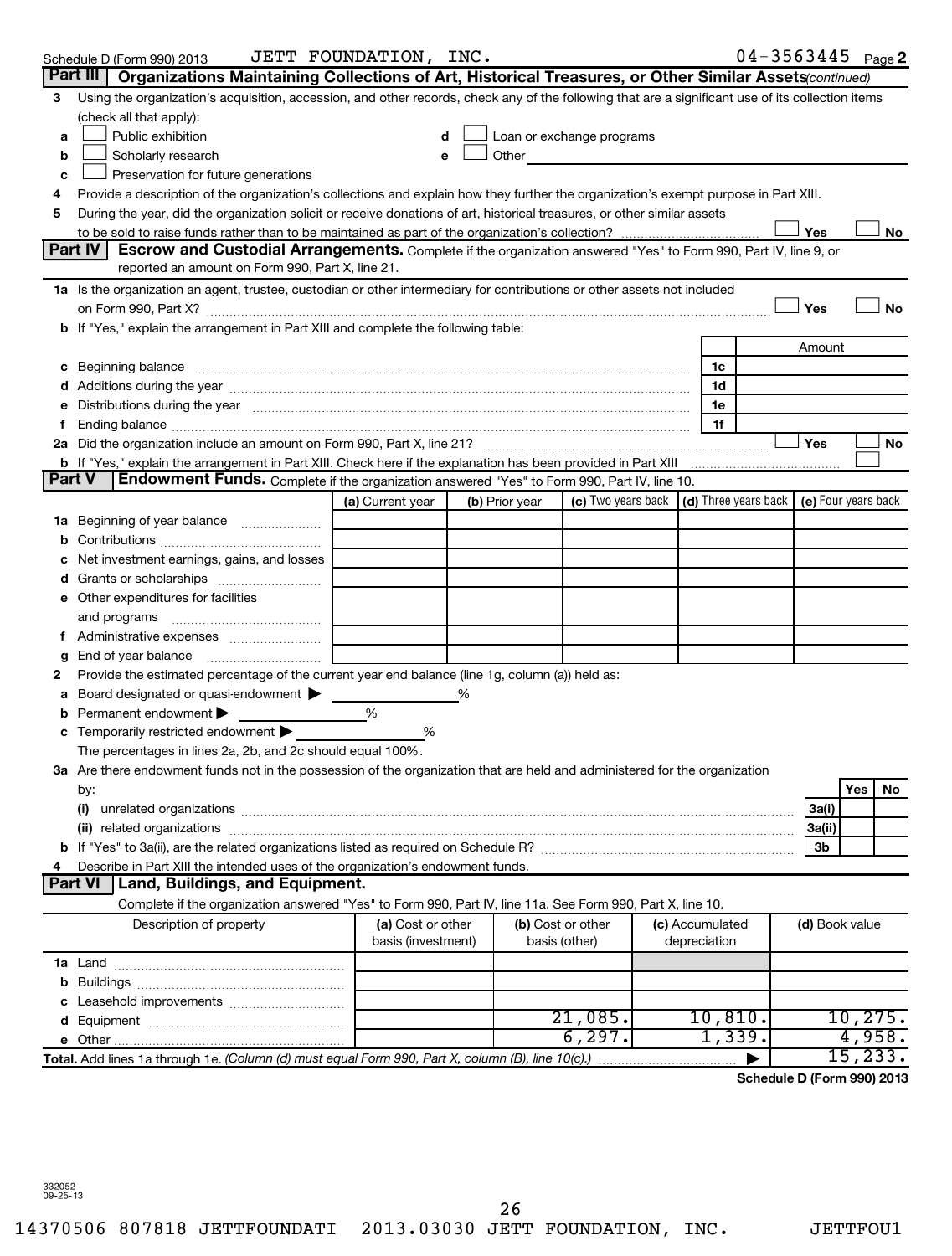Schedule D (Form 990) 2013 JETT FOUNDATION, INC. 04-3563445 Page 2

## Part III Organizations Maintaining Collections of Art, Historical Treasures, or Other Similar Assets *(continued)*

3 Using the organization's acquisition, accession, and other records, check any of the following that are a significant use of its collection items (check all that apply):

- a ☐ Public exhibition
- b ☐ Scholarly research
- c ☐ Preservation for future generations
- d ☐ Loan or exchange programs
- e ☐ Other

4 Provide a description of the organization's collections and explain how they further the organization's exempt purpose in Part XIII.

5 During the year, did the organization solicit or receive donations of art, historical treasures, or other similar assets to be sold to raise funds rather than to be maintained as part of the organization's collection? ☐ Yes ☐ No

## Part IV Escrow and Custodial Arrangements.

Complete if the organization answered "Yes" to Form 990, Part IV, line 9, or reported an amount on Form 990, Part X, line 21.

1a Is the organization an agent, trustee, custodian or other intermediary for contributions or other assets not included on Form 990, Part X? ☐ Yes ☐ No

b If "Yes," explain the arrangement in Part XIII and complete the following table:

| | | Amount |
|---|---|---|
| c Beginning balance | 1c | |
| d Additions during the year | 1d | |
| e Distributions during the year | 1e | |
| f Ending balance | 1f | |

2a Did the organization include an amount on Form 990, Part X, line 21? ☐ Yes ☐ No

b If "Yes," explain the arrangement in Part XIII. Check here if the explanation has been provided in Part XIII ☐

## Part V Endowment Funds.

Complete if the organization answered "Yes" to Form 990, Part IV, line 10.

| | (a) Current year | (b) Prior year | (c) Two years back | (d) Three years back | (e) Four years back |
|---|---|---|---|---|---|
| 1a Beginning of year balance | | | | | |
| b Contributions | | | | | |
| c Net investment earnings, gains, and losses | | | | | |
| d Grants or scholarships | | | | | |
| e Other expenditures for facilities and programs | | | | | |
| f Administrative expenses | | | | | |
| g End of year balance | | | | | |

2 Provide the estimated percentage of the current year end balance (line 1g, column (a)) held as:

- a Board designated or quasi-endowment ▶ ______ %
- b Permanent endowment ▶ ______ %
- c Temporarily restricted endowment ▶ ______ %

The percentages in lines 2a, 2b, and 2c should equal 100%.

3a Are there endowment funds not in the possession of the organization that are held and administered for the organization by:

| | | Yes | No |
|---|---|---|---|
| (i) unrelated organizations | 3a(i) | | |
| (ii) related organizations | 3a(ii) | | |
| b If "Yes" to 3a(ii), are the related organizations listed as required on Schedule R? | 3b | | |

4 Describe in Part XIII the intended uses of the organization's endowment funds.

## Part VI Land, Buildings, and Equipment.

Complete if the organization answered "Yes" to Form 990, Part IV, line 11a. See Form 990, Part X, line 10.

| Description of property | (a) Cost or other basis (investment) | (b) Cost or other basis (other) | (c) Accumulated depreciation | (d) Book value |
|---|---|---|---|---|
| 1a Land | | | | |
| b Buildings | | | | |
| c Leasehold improvements | | | | |
| d Equipment | | 21,085. | 10,810. | 10,275. |
| e Other | | 6,297. | 1,339. | 4,958. |
| **Total.** Add lines 1a through 1e. *(Column (d) must equal Form 990, Part X, column (B), line 10(c).)* | | | ▶ | 15,233. |

Schedule D (Form 990) 2013

332052 09-25-13

14370506 807818 JETTFOUNDATI 2013.03030 JETT FOUNDATION, INC. JETTFOU1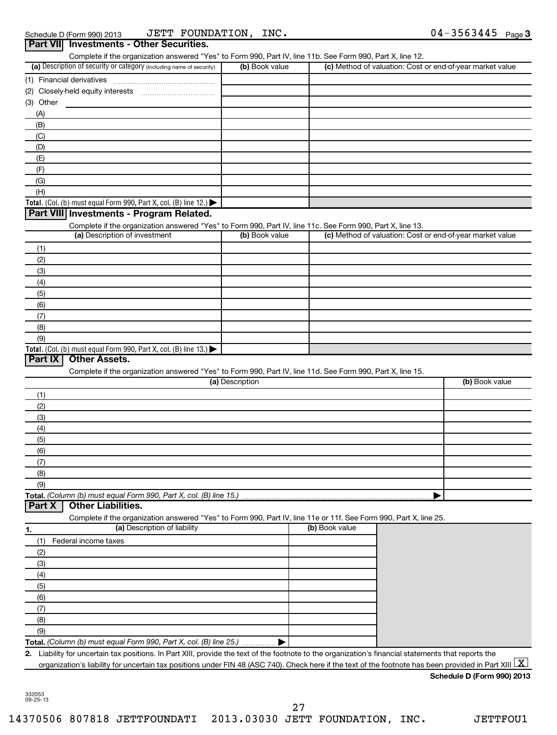Schedule D (Form 990) 2013 JETT FOUNDATION, INC. 04-3563445 Page 3

## Part VII Investments - Other Securities.

Complete if the organization answered "Yes" to Form 990, Part IV, line 11b. See Form 990, Part X, line 12.

| (a) Description of security or category (including name of security) | (b) Book value | (c) Method of valuation: Cost or end-of-year market value |
|---|---|---|
| (1) Financial derivatives | | |
| (2) Closely-held equity interests | | |
| (3) Other | | |
| (A) | | |
| (B) | | |
| (C) | | |
| (D) | | |
| (E) | | |
| (F) | | |
| (G) | | |
| (H) | | |
| **Total.** (Col. (b) must equal Form 990, Part X, col. (B) line 12.) ▶ | | |

## Part VIII Investments - Program Related.

Complete if the organization answered "Yes" to Form 990, Part IV, line 11c. See Form 990, Part X, line 13.

| (a) Description of investment | (b) Book value | (c) Method of valuation: Cost or end-of-year market value |
|---|---|---|
| (1) | | |
| (2) | | |
| (3) | | |
| (4) | | |
| (5) | | |
| (6) | | |
| (7) | | |
| (8) | | |
| (9) | | |
| **Total.** (Col. (b) must equal Form 990, Part X, col. (B) line 13.) ▶ | | |

## Part IX Other Assets.

Complete if the organization answered "Yes" to Form 990, Part IV, line 11d. See Form 990, Part X, line 15.

| (a) Description | (b) Book value |
|---|---|
| (1) | |
| (2) | |
| (3) | |
| (4) | |
| (5) | |
| (6) | |
| (7) | |
| (8) | |
| (9) | |
| **Total.** *(Column (b) must equal Form 990, Part X, col. (B) line 15.)* ▶ | |

## Part X Other Liabilities.

Complete if the organization answered "Yes" to Form 990, Part IV, line 11e or 11f. See Form 990, Part X, line 25.

| 1. (a) Description of liability | (b) Book value |
|---|---|
| (1) Federal income taxes | |
| (2) | |
| (3) | |
| (4) | |
| (5) | |
| (6) | |
| (7) | |
| (8) | |
| (9) | |
| **Total.** *(Column (b) must equal Form 990, Part X, col. (B) line 25.)* ▶ | |

**2.** Liability for uncertain tax positions. In Part XIII, provide the text of the footnote to the organization's financial statements that reports the organization's liability for uncertain tax positions under FIN 48 (ASC 740). Check here if the text of the footnote has been provided in Part XIII [X]

**Schedule D (Form 990) 2013**

332053
09-25-13

14370506 807818 JETTFOUNDATI 2013.03030 JETT FOUNDATION, INC. JETTFOU1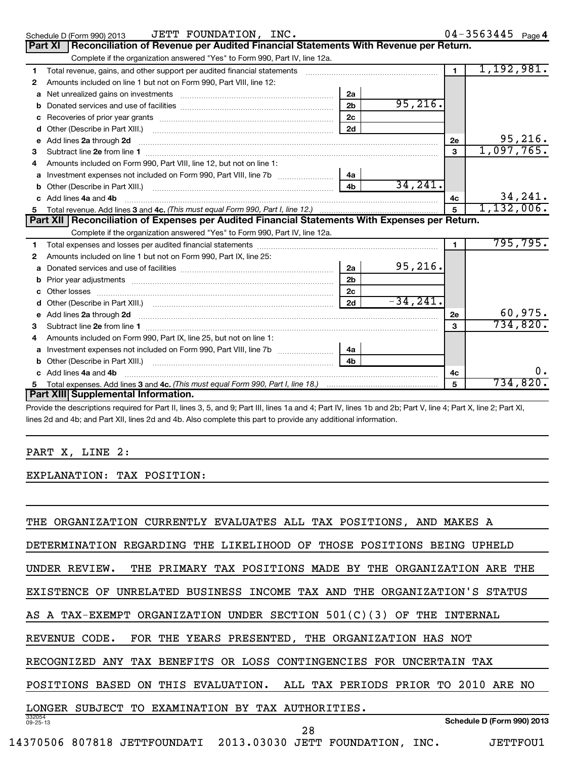Schedule D (Form 990) 2013 JETT FOUNDATION, INC. 04-3563445 Page 4

## Part XI Reconciliation of Revenue per Audited Financial Statements With Revenue per Return.

Complete if the organization answered "Yes" to Form 990, Part IV, line 12a.

| | | | | | |
|---|---|---|---|---|---|
| 1 | Total revenue, gains, and other support per audited financial statements | | | 1 | 1,192,981. |
| 2 | Amounts included on line 1 but not on Form 990, Part VIII, line 12: | | | | |
| a | Net unrealized gains on investments | 2a | | | |
| b | Donated services and use of facilities | 2b | 95,216. | | |
| c | Recoveries of prior year grants | 2c | | | |
| d | Other (Describe in Part XIII.) | 2d | | | |
| e | Add lines 2a through 2d | | | 2e | 95,216. |
| 3 | Subtract line 2e from line 1 | | | 3 | 1,097,765. |
| 4 | Amounts included on Form 990, Part VIII, line 12, but not on line 1: | | | | |
| a | Investment expenses not included on Form 990, Part VIII, line 7b | 4a | | | |
| b | Other (Describe in Part XIII.) | 4b | 34,241. | | |
| c | Add lines 4a and 4b | | | 4c | 34,241. |
| 5 | Total revenue. Add lines 3 and 4c. *(This must equal Form 990, Part I, line 12.)* | | | 5 | 1,132,006. |

## Part XII Reconciliation of Expenses per Audited Financial Statements With Expenses per Return.

Complete if the organization answered "Yes" to Form 990, Part IV, line 12a.

| | | | | | |
|---|---|---|---|---|---|
| 1 | Total expenses and losses per audited financial statements | | | 1 | 795,795. |
| 2 | Amounts included on line 1 but not on Form 990, Part IX, line 25: | | | | |
| a | Donated services and use of facilities | 2a | 95,216. | | |
| b | Prior year adjustments | 2b | | | |
| c | Other losses | 2c | | | |
| d | Other (Describe in Part XIII.) | 2d | -34,241. | | |
| e | Add lines 2a through 2d | | | 2e | 60,975. |
| 3 | Subtract line 2e from line 1 | | | 3 | 734,820. |
| 4 | Amounts included on Form 990, Part IX, line 25, but not on line 1: | | | | |
| a | Investment expenses not included on Form 990, Part VIII, line 7b | 4a | | | |
| b | Other (Describe in Part XIII.) | 4b | | | |
| c | Add lines 4a and 4b | | | 4c | 0. |
| 5 | Total expenses. Add lines 3 and 4c. *(This must equal Form 990, Part I, line 18.)* | | | 5 | 734,820. |

## Part XIII Supplemental Information.

Provide the descriptions required for Part II, lines 3, 5, and 9; Part III, lines 1a and 4; Part IV, lines 1b and 2b; Part V, line 4; Part X, line 2; Part XI, lines 2d and 4b; and Part XII, lines 2d and 4b. Also complete this part to provide any additional information.

PART X, LINE 2:

EXPLANATION: TAX POSITION:

THE ORGANIZATION CURRENTLY EVALUATES ALL TAX POSITIONS, AND MAKES A DETERMINATION REGARDING THE LIKELIHOOD OF THOSE POSITIONS BEING UPHELD UNDER REVIEW. THE PRIMARY TAX POSITIONS MADE BY THE ORGANIZATION ARE THE EXISTENCE OF UNRELATED BUSINESS INCOME TAX AND THE ORGANIZATION'S STATUS AS A TAX-EXEMPT ORGANIZATION UNDER SECTION 501(C)(3) OF THE INTERNAL REVENUE CODE. FOR THE YEARS PRESENTED, THE ORGANIZATION HAS NOT RECOGNIZED ANY TAX BENEFITS OR LOSS CONTINGENCIES FOR UNCERTAIN TAX POSITIONS BASED ON THIS EVALUATION. ALL TAX PERIODS PRIOR TO 2010 ARE NO LONGER SUBJECT TO EXAMINATION BY TAX AUTHORITIES.

332054 09-25-13 Schedule D (Form 990) 2013

14370506 807818 JETTFOUNDATI 2013.03030 JETT FOUNDATION, INC. JETTFOU1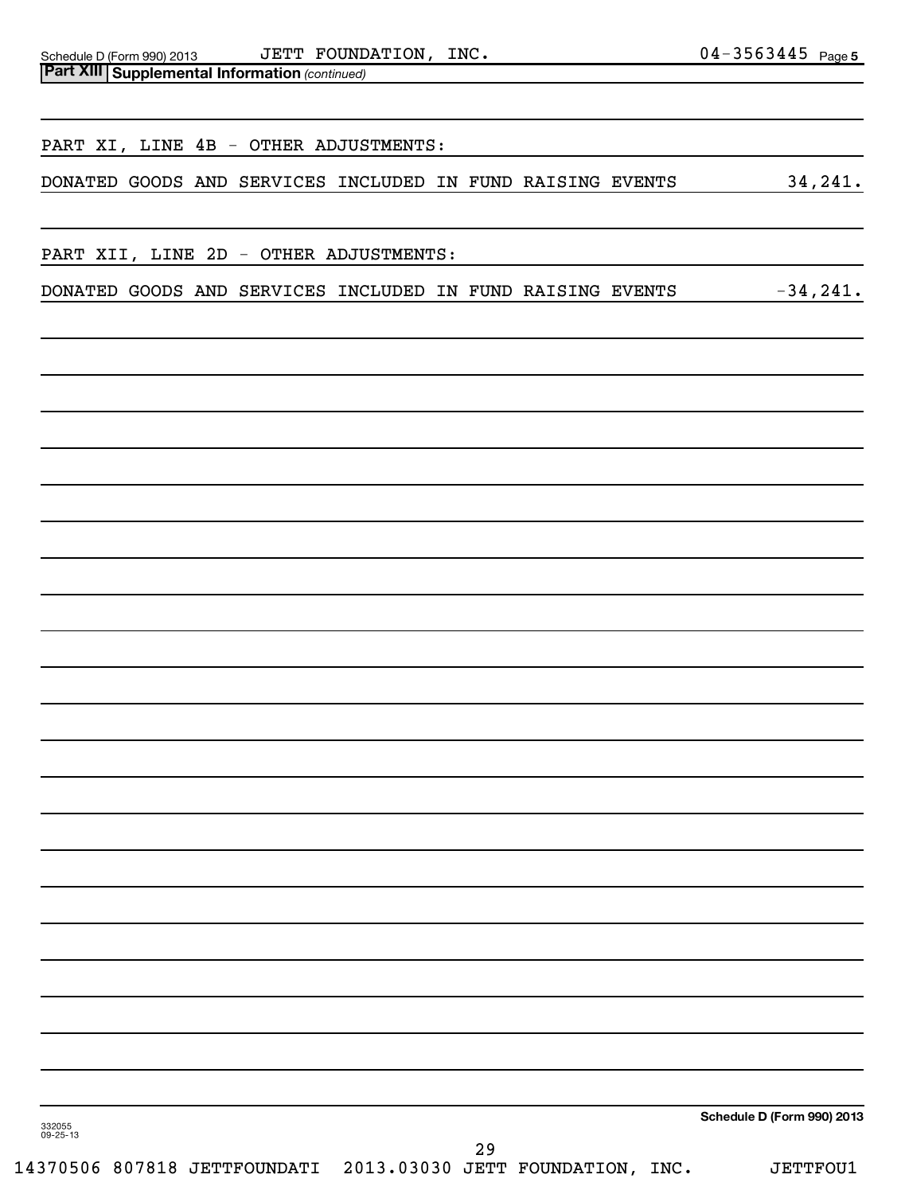## Part XIII Supplemental Information *(continued)*

PART XI, LINE 4B - OTHER ADJUSTMENTS:

| | |
|---|---|
| DONATED GOODS AND SERVICES INCLUDED IN FUND RAISING EVENTS | 34,241. |

PART XII, LINE 2D - OTHER ADJUSTMENTS:

| | |
|---|---|
| DONATED GOODS AND SERVICES INCLUDED IN FUND RAISING EVENTS | -34,241. |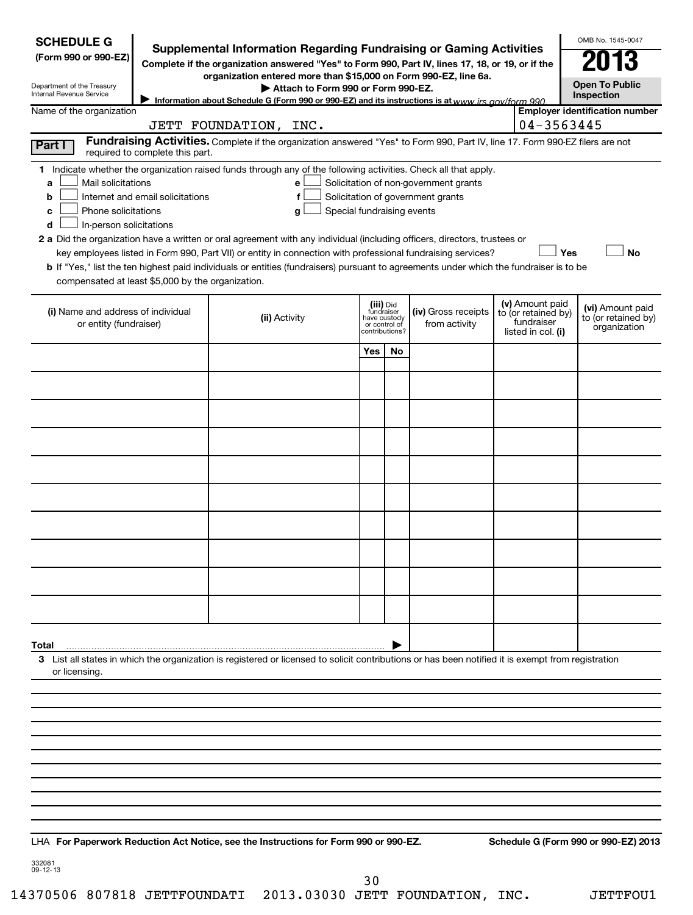**SCHEDULE G**
**(Form 990 or 990-EZ)**

Department of the Treasury
Internal Revenue Service

# Supplemental Information Regarding Fundraising or Gaming Activities

**Complete if the organization answered "Yes" to Form 990, Part IV, lines 17, 18, or 19, or if the organization entered more than $15,000 on Form 990-EZ, line 6a.**

**▶ Attach to Form 990 or Form 990-EZ.**

**▶ Information about Schedule G (Form 990 or 990-EZ) and its instructions is at** *www.irs.gov/form 990.*

OMB No. 1545-0047

**2013**

**Open To Public Inspection**

| Name of the organization | Employer identification number |
|---|---|
| JETT FOUNDATION, INC. | 04-3563445 |

**Part I** **Fundraising Activities.** Complete if the organization answered "Yes" to Form 990, Part IV, line 17. Form 990-EZ filers are not required to complete this part.

**1** Indicate whether the organization raised funds through any of the following activities. Check all that apply.

- **a** ☐ Mail solicitations
- **b** ☐ Internet and email solicitations
- **c** ☐ Phone solicitations
- **d** ☐ In-person solicitations
- **e** ☐ Solicitation of non-government grants
- **f** ☐ Solicitation of government grants
- **g** ☐ Special fundraising events

**2 a** Did the organization have a written or oral agreement with any individual (including officers, directors, trustees or key employees listed in Form 990, Part VII) or entity in connection with professional fundraising services? ☐ **Yes** ☐ **No**

**b** If "Yes," list the ten highest paid individuals or entities (fundraisers) pursuant to agreements under which the fundraiser is to be compensated at least $5,000 by the organization.

| (i) Name and address of individual or entity (fundraiser) | (ii) Activity | (iii) Did fundraiser have custody or control of contributions? Yes | No | (iv) Gross receipts from activity | (v) Amount paid to (or retained by) fundraiser listed in col. (i) | (vi) Amount paid to (or retained by) organization |
|---|---|---|---|---|---|---|
| | | | | | | |
| | | | | | | |
| | | | | | | |
| | | | | | | |
| | | | | | | |
| | | | | | | |
| | | | | | | |
| | | | | | | |
| | | | | | | |
| | | | | | | |
| **Total** ▶ | | | | | | |

**3** List all states in which the organization is registered or licensed to solicit contributions or has been notified it is exempt from registration or licensing.

LHA **For Paperwork Reduction Act Notice, see the Instructions for Form 990 or 990-EZ.** **Schedule G (Form 990 or 990-EZ) 2013**

332081
09-12-13

14370506 807818 JETTFOUNDATI 2013.03030 JETT FOUNDATION, INC. JETTFOU1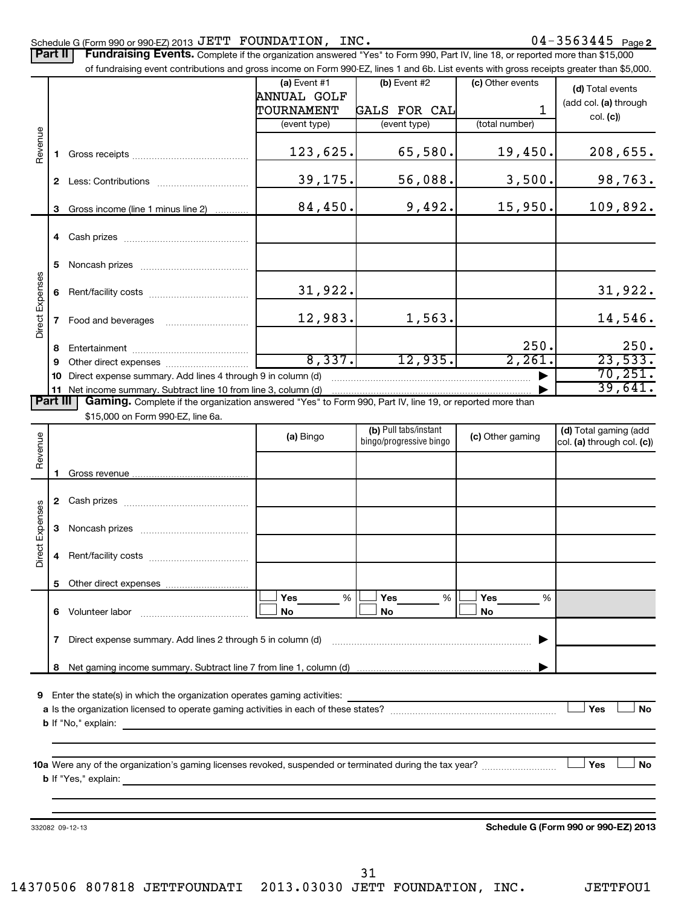Schedule G (Form 990 or 990-EZ) 2013 JETT FOUNDATION, INC. 04-3563445 Page 2

## Part II Fundraising Events.

Complete if the organization answered "Yes" to Form 990, Part IV, line 18, or reported more than $15,000 of fundraising event contributions and gross income on Form 990-EZ, lines 1 and 6b. List events with gross receipts greater than $5,000.

| | | (a) Event #1 ANNUAL GOLF TOURNAMENT (event type) | (b) Event #2 GALS FOR CAL (event type) | (c) Other events 1 (total number) | (d) Total events (add col. (a) through col. (c)) |
|---|---|---|---|---|---|
| Revenue | 1 Gross receipts | 123,625. | 65,580. | 19,450. | 208,655. |
| | 2 Less: Contributions | 39,175. | 56,088. | 3,500. | 98,763. |
| | 3 Gross income (line 1 minus line 2) | 84,450. | 9,492. | 15,950. | 109,892. |
| Direct Expenses | 4 Cash prizes | | | | |
| | 5 Noncash prizes | | | | |
| | 6 Rent/facility costs | 31,922. | | | 31,922. |
| | 7 Food and beverages | 12,983. | 1,563. | | 14,546. |
| | 8 Entertainment | | | 250. | 250. |
| | 9 Other direct expenses | 8,337. | 12,935. | 2,261. | 23,533. |
| | 10 Direct expense summary. Add lines 4 through 9 in column (d) | | | ▶ | 70,251. |
| | 11 Net income summary. Subtract line 10 from line 3, column (d) | | | ▶ | 39,641. |

## Part III Gaming.

Complete if the organization answered "Yes" to Form 990, Part IV, line 19, or reported more than $15,000 on Form 990-EZ, line 6a.

| | | (a) Bingo | (b) Pull tabs/instant bingo/progressive bingo | (c) Other gaming | (d) Total gaming (add col. (a) through col. (c)) |
|---|---|---|---|---|---|
| Revenue | 1 Gross revenue | | | | |
| Direct Expenses | 2 Cash prizes | | | | |
| | 3 Noncash prizes | | | | |
| | 4 Rent/facility costs | | | | |
| | 5 Other direct expenses | | | | |
| | 6 Volunteer labor | ☐ Yes ____ % ☐ No | ☐ Yes ____ % ☐ No | ☐ Yes ____ % ☐ No | |
| | 7 Direct expense summary. Add lines 2 through 5 in column (d) | | | ▶ | |
| | 8 Net gaming income summary. Subtract line 7 from line 1, column (d) | | | ▶ | |

9 Enter the state(s) in which the organization operates gaming activities:

a Is the organization licensed to operate gaming activities in each of these states? ☐ Yes ☐ No

b If "No," explain:

10a Were any of the organization's gaming licenses revoked, suspended or terminated during the tax year? ☐ Yes ☐ No

b If "Yes," explain:

332082 09-12-13

**Schedule G (Form 990 or 990-EZ) 2013**

14370506 807818 JETTFOUNDATI 2013.03030 JETT FOUNDATION, INC. JETTFOU1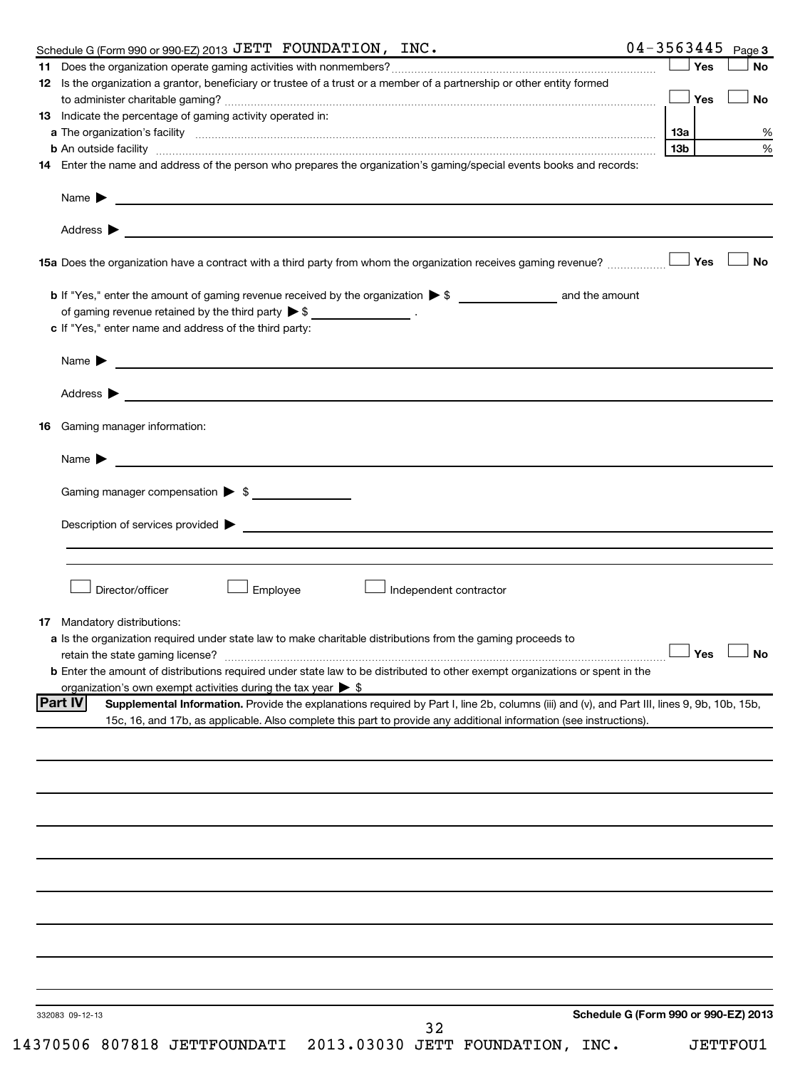Schedule G (Form 990 or 990-EZ) 2013 JETT FOUNDATION, INC. 04-3563445 Page 3

**11** Does the organization operate gaming activities with nonmembers? ☐ Yes ☐ No

**12** Is the organization a grantor, beneficiary or trustee of a trust or a member of a partnership or other entity formed to administer charitable gaming? ☐ Yes ☐ No

**13** Indicate the percentage of gaming activity operated in:

**a** The organization's facility ... 13a ___ %

**b** An outside facility ... 13b ___ %

**14** Enter the name and address of the person who prepares the organization's gaming/special events books and records:

Name ▶

Address ▶

**15a** Does the organization have a contract with a third party from whom the organization receives gaming revenue? ☐ Yes ☐ No

**b** If "Yes," enter the amount of gaming revenue received by the organization ▶ $ ______ and the amount of gaming revenue retained by the third party ▶ $ ______ .

**c** If "Yes," enter name and address of the third party:

Name ▶

Address ▶

**16** Gaming manager information:

Name ▶

Gaming manager compensation ▶ $

Description of services provided ▶

☐ Director/officer ☐ Employee ☐ Independent contractor

**17** Mandatory distributions:

**a** Is the organization required under state law to make charitable distributions from the gaming proceeds to retain the state gaming license? ☐ Yes ☐ No

**b** Enter the amount of distributions required under state law to be distributed to other exempt organizations or spent in the organization's own exempt activities during the tax year ▶ $

**Part IV** **Supplemental Information.** Provide the explanations required by Part I, line 2b, columns (iii) and (v), and Part III, lines 9, 9b, 10b, 15b, 15c, 16, and 17b, as applicable. Also complete this part to provide any additional information (see instructions).

332083 09-12-13

**Schedule G (Form 990 or 990-EZ) 2013**

14370506 807818 JETTFOUNDATI 2013.03030 JETT FOUNDATION, INC. JETTFOU1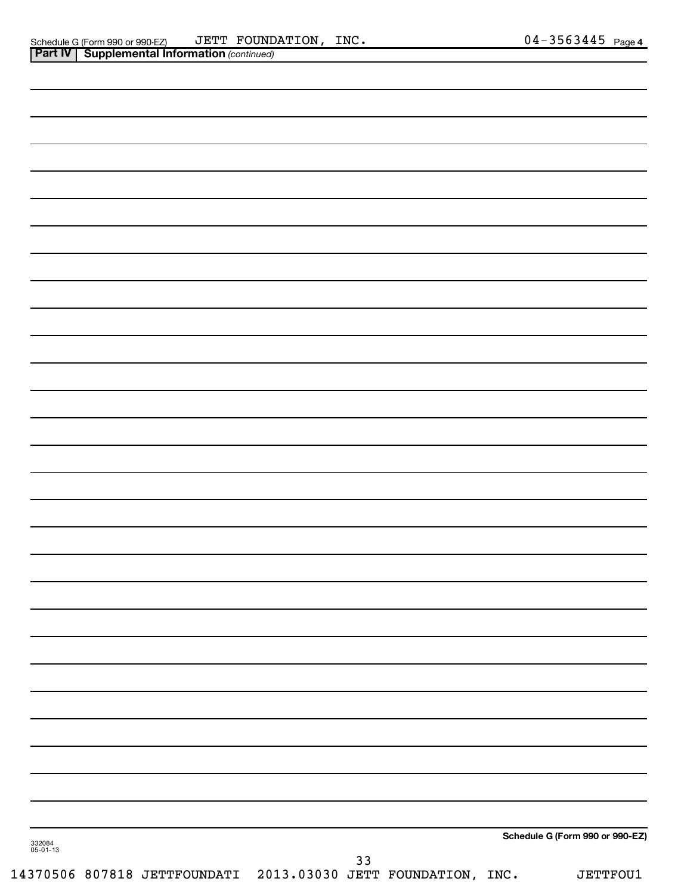Schedule G (Form 990 or 990-EZ) JETT FOUNDATION, INC. 04-3563445 Page 4

**Part IV | Supplemental Information** *(continued)*

**Schedule G (Form 990 or 990-EZ)**

332084
05-01-13

14370506 807818 JETTFOUNDATI 2013.03030 JETT FOUNDATION, INC. JETTFOU1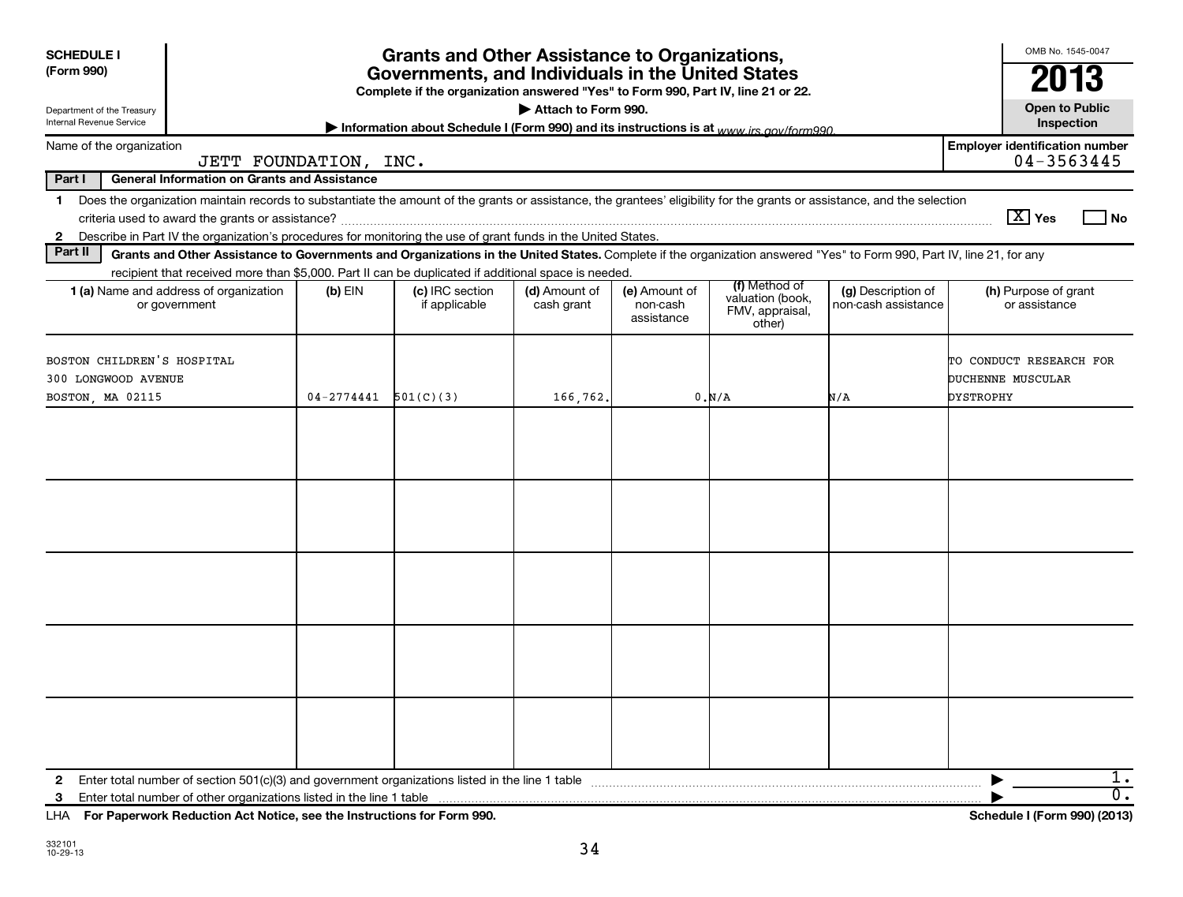**SCHEDULE I**
**(Form 990)**

Department of the Treasury
Internal Revenue Service

# Grants and Other Assistance to Organizations, Governments, and Individuals in the United States

**Complete if the organization answered "Yes" to Form 990, Part IV, line 21 or 22.**

**▶ Attach to Form 990.**

**▶ Information about Schedule I (Form 990) and its instructions is at** *www.irs.gov/form990.*

OMB No. 1545-0047

**2013**

**Open to Public Inspection**

Name of the organization: JETT FOUNDATION, INC.

Employer identification number: 04-3563445

**Part I — General Information on Grants and Assistance**

1 Does the organization maintain records to substantiate the amount of the grants or assistance, the grantees' eligibility for the grants or assistance, and the selection criteria used to award the grants or assistance? [X] Yes [ ] No

2 Describe in Part IV the organization's procedures for monitoring the use of grant funds in the United States.

**Part II — Grants and Other Assistance to Governments and Organizations in the United States.** Complete if the organization answered "Yes" to Form 990, Part IV, line 21, for any recipient that received more than $5,000. Part II can be duplicated if additional space is needed.

| 1 (a) Name and address of organization or government | (b) EIN | (c) IRC section if applicable | (d) Amount of cash grant | (e) Amount of non-cash assistance | (f) Method of valuation (book, FMV, appraisal, other) | (g) Description of non-cash assistance | (h) Purpose of grant or assistance |
|---|---|---|---|---|---|---|---|
| BOSTON CHILDREN'S HOSPITAL<br>300 LONGWOOD AVENUE<br>BOSTON, MA 02115 | 04-2774441 | 501(C)(3) | 166,762. | 0. | N/A | N/A | TO CONDUCT RESEARCH FOR DUCHENNE MUSCULAR DYSTROPHY |
| | | | | | | | |
| | | | | | | | |
| | | | | | | | |
| | | | | | | | |
| | | | | | | | |

2 Enter total number of section 501(c)(3) and government organizations listed in the line 1 table ▶ 1.

3 Enter total number of other organizations listed in the line 1 table ▶ 0.

LHA **For Paperwork Reduction Act Notice, see the Instructions for Form 990.** **Schedule I (Form 990) (2013)**

332101
10-29-13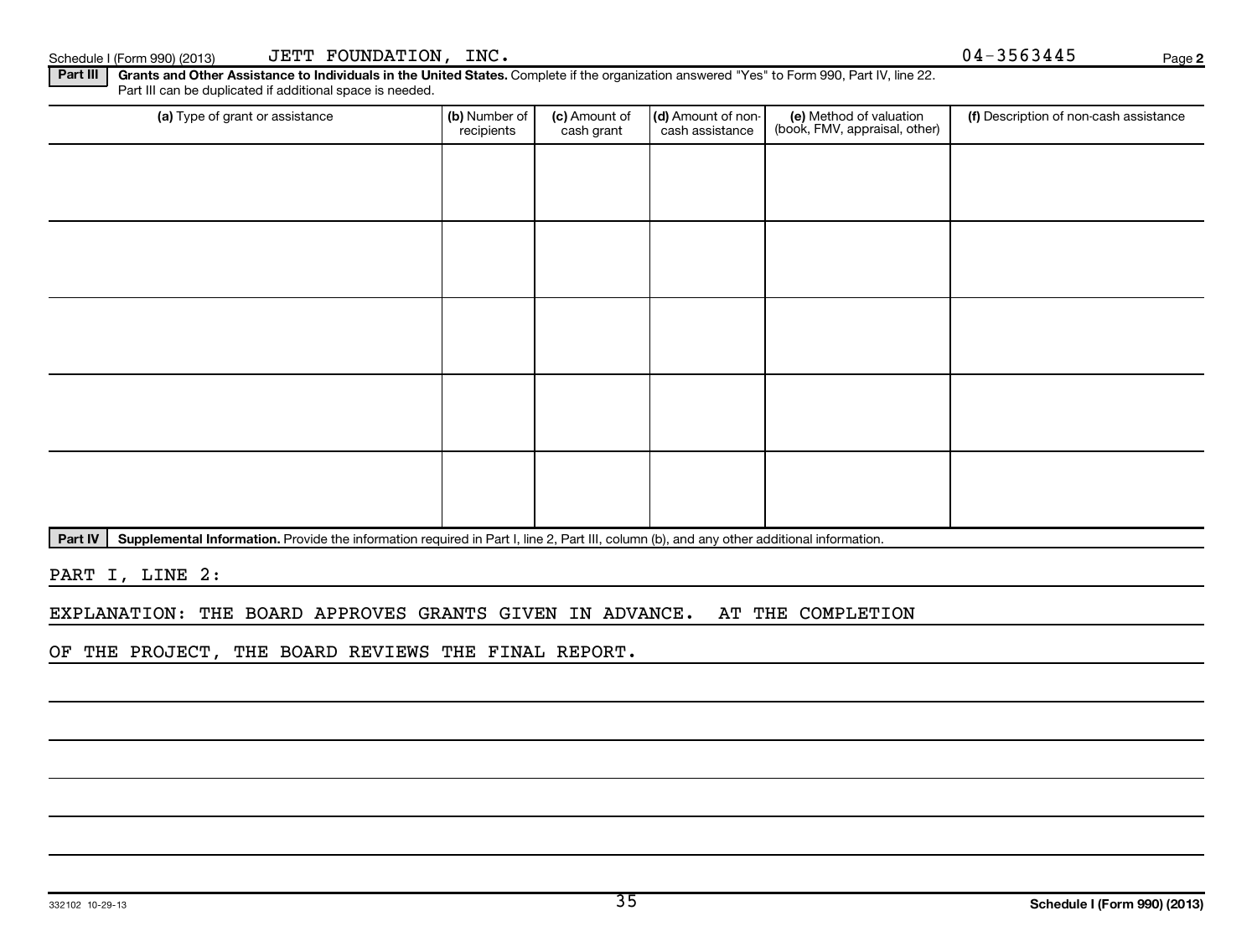Schedule I (Form 990) (2013) JETT FOUNDATION, INC. 04-3563445

**Part III** **Grants and Other Assistance to Individuals in the United States.** Complete if the organization answered "Yes" to Form 990, Part IV, line 22. Part III can be duplicated if additional space is needed.

| (a) Type of grant or assistance | (b) Number of recipients | (c) Amount of cash grant | (d) Amount of non-cash assistance | (e) Method of valuation (book, FMV, appraisal, other) | (f) Description of non-cash assistance |
|---|---|---|---|---|---|
| | | | | | |
| | | | | | |
| | | | | | |
| | | | | | |
| | | | | | |

**Part IV** **Supplemental Information.** Provide the information required in Part I, line 2, Part III, column (b), and any other additional information.

PART I, LINE 2:

EXPLANATION: THE BOARD APPROVES GRANTS GIVEN IN ADVANCE. AT THE COMPLETION OF THE PROJECT, THE BOARD REVIEWS THE FINAL REPORT.

332102 10-29-13

**Schedule I (Form 990) (2013)**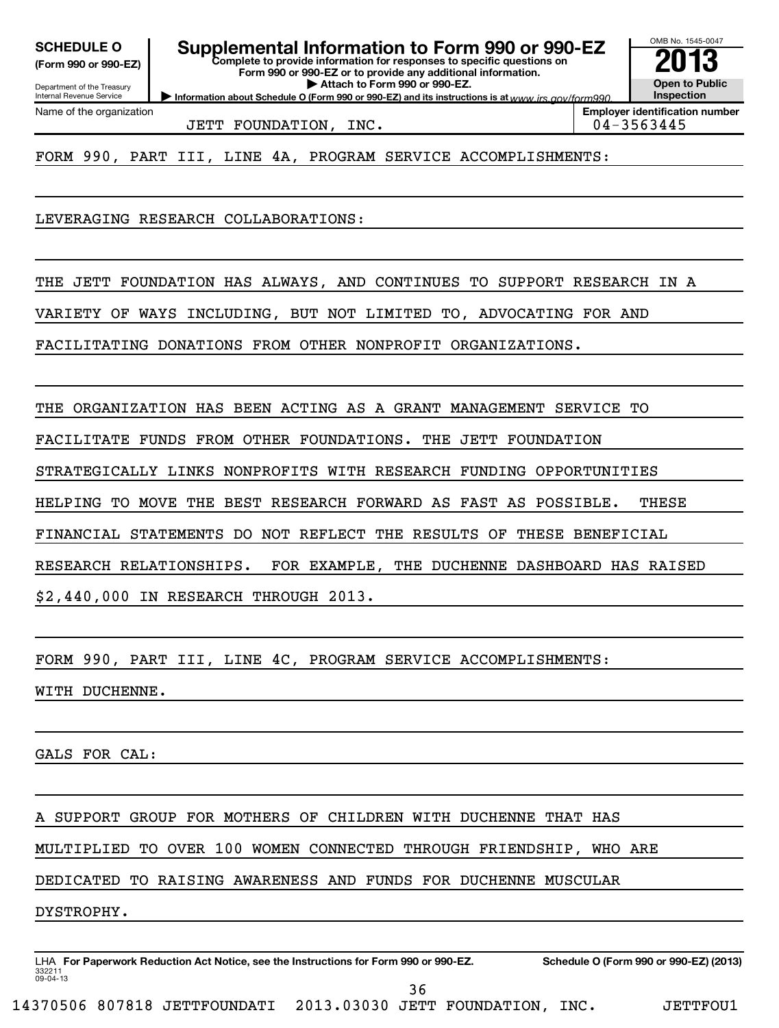**SCHEDULE O** (Form 990 or 990-EZ)

Department of the Treasury
Internal Revenue Service

# Supplemental Information to Form 990 or 990-EZ

**Complete to provide information for responses to specific questions on Form 990 or 990-EZ or to provide any additional information.**

**▶ Attach to Form 990 or 990-EZ.**

**▶ Information about Schedule O (Form 990 or 990-EZ) and its instructions is at** www.irs.gov/form990.

OMB No. 1545-0047

**2013**

**Open to Public Inspection**

| Name of the organization | Employer identification number |
|---|---|
| JETT FOUNDATION, INC. | 04-3563445 |

FORM 990, PART III, LINE 4A, PROGRAM SERVICE ACCOMPLISHMENTS:

LEVERAGING RESEARCH COLLABORATIONS:

THE JETT FOUNDATION HAS ALWAYS, AND CONTINUES TO SUPPORT RESEARCH IN A VARIETY OF WAYS INCLUDING, BUT NOT LIMITED TO, ADVOCATING FOR AND FACILITATING DONATIONS FROM OTHER NONPROFIT ORGANIZATIONS.

THE ORGANIZATION HAS BEEN ACTING AS A GRANT MANAGEMENT SERVICE TO FACILITATE FUNDS FROM OTHER FOUNDATIONS. THE JETT FOUNDATION STRATEGICALLY LINKS NONPROFITS WITH RESEARCH FUNDING OPPORTUNITIES HELPING TO MOVE THE BEST RESEARCH FORWARD AS FAST AS POSSIBLE. THESE FINANCIAL STATEMENTS DO NOT REFLECT THE RESULTS OF THESE BENEFICIAL RESEARCH RELATIONSHIPS. FOR EXAMPLE, THE DUCHENNE DASHBOARD HAS RAISED $2,440,000 IN RESEARCH THROUGH 2013.

FORM 990, PART III, LINE 4C, PROGRAM SERVICE ACCOMPLISHMENTS:

WITH DUCHENNE.

GALS FOR CAL:

A SUPPORT GROUP FOR MOTHERS OF CHILDREN WITH DUCHENNE THAT HAS MULTIPLIED TO OVER 100 WOMEN CONNECTED THROUGH FRIENDSHIP, WHO ARE DEDICATED TO RAISING AWARENESS AND FUNDS FOR DUCHENNE MUSCULAR DYSTROPHY.

LHA **For Paperwork Reduction Act Notice, see the Instructions for Form 990 or 990-EZ.** **Schedule O (Form 990 or 990-EZ) (2013)**

332211
09-04-13

14370506 807818 JETTFOUNDATI 2013.03030 JETT FOUNDATION, INC. JETTFOU1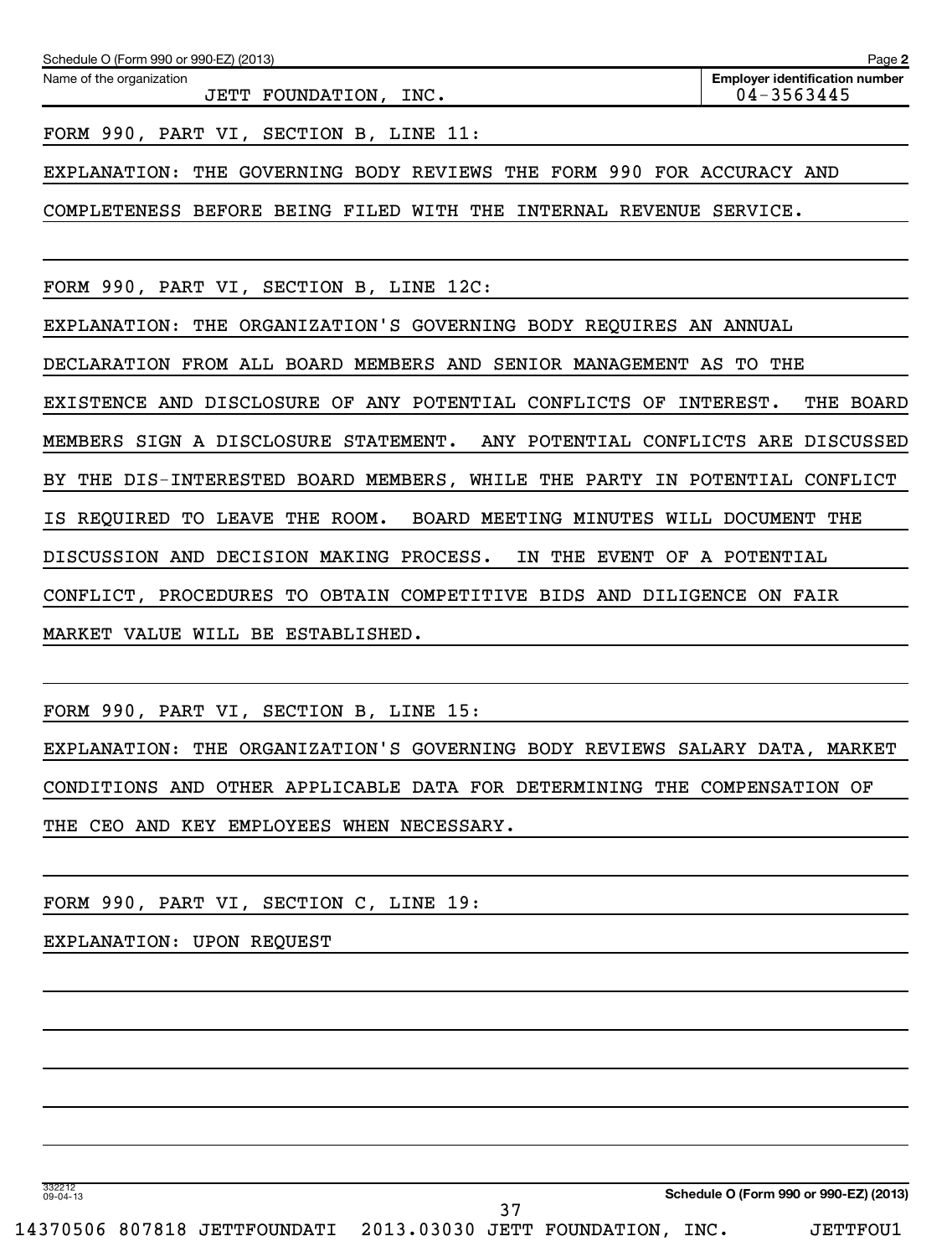Schedule O (Form 990 or 990-EZ) (2013) Page **2**

| Name of the organization | Employer identification number |
|---|---|
| JETT FOUNDATION, INC. | 04-3563445 |

FORM 990, PART VI, SECTION B, LINE 11:

EXPLANATION: THE GOVERNING BODY REVIEWS THE FORM 990 FOR ACCURACY AND COMPLETENESS BEFORE BEING FILED WITH THE INTERNAL REVENUE SERVICE.

FORM 990, PART VI, SECTION B, LINE 12C:

EXPLANATION: THE ORGANIZATION'S GOVERNING BODY REQUIRES AN ANNUAL DECLARATION FROM ALL BOARD MEMBERS AND SENIOR MANAGEMENT AS TO THE EXISTENCE AND DISCLOSURE OF ANY POTENTIAL CONFLICTS OF INTEREST. THE BOARD MEMBERS SIGN A DISCLOSURE STATEMENT. ANY POTENTIAL CONFLICTS ARE DISCUSSED BY THE DIS-INTERESTED BOARD MEMBERS, WHILE THE PARTY IN POTENTIAL CONFLICT IS REQUIRED TO LEAVE THE ROOM. BOARD MEETING MINUTES WILL DOCUMENT THE DISCUSSION AND DECISION MAKING PROCESS. IN THE EVENT OF A POTENTIAL CONFLICT, PROCEDURES TO OBTAIN COMPETITIVE BIDS AND DILIGENCE ON FAIR MARKET VALUE WILL BE ESTABLISHED.

FORM 990, PART VI, SECTION B, LINE 15:

EXPLANATION: THE ORGANIZATION'S GOVERNING BODY REVIEWS SALARY DATA, MARKET CONDITIONS AND OTHER APPLICABLE DATA FOR DETERMINING THE COMPENSATION OF THE CEO AND KEY EMPLOYEES WHEN NECESSARY.

FORM 990, PART VI, SECTION C, LINE 19:

EXPLANATION: UPON REQUEST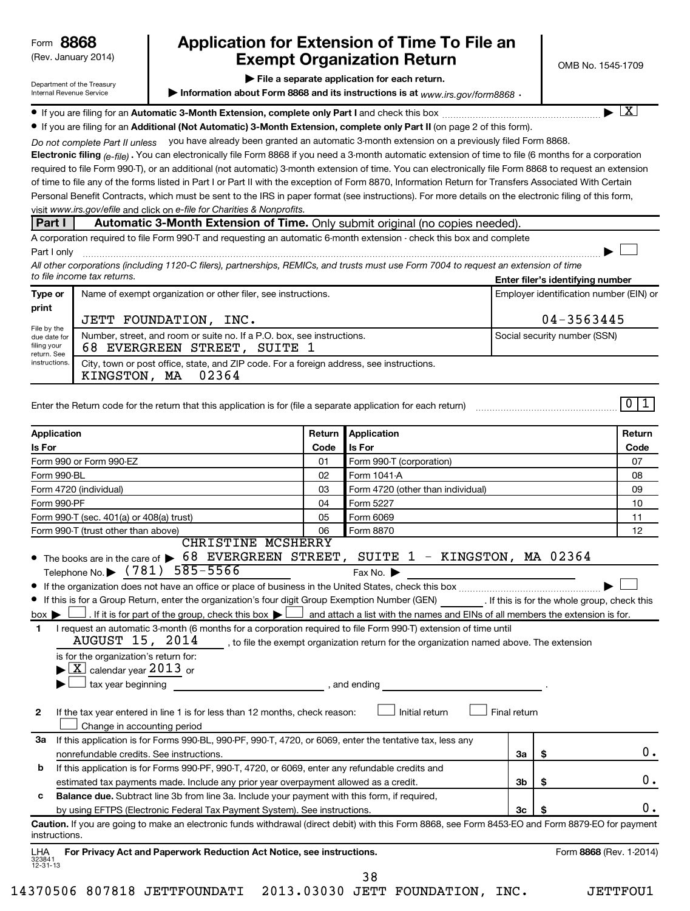Form **8868**
(Rev. January 2014)

Department of the Treasury
Internal Revenue Service

# Application for Extension of Time To File an Exempt Organization Return

▶ File a separate application for each return.

▶ Information about Form 8868 and its instructions is at *www.irs.gov/form8868* .

OMB No. 1545-1709

- If you are filing for an **Automatic 3-Month Extension, complete only Part I** and check this box ▶ [X]
- If you are filing for an **Additional (Not Automatic) 3-Month Extension, complete only Part II** (on page 2 of this form).

*Do not complete Part II unless* you have already been granted an automatic 3-month extension on a previously filed Form 8868.

**Electronic filing** *(e-file)*. You can electronically file Form 8868 if you need a 3-month automatic extension of time to file (6 months for a corporation required to file Form 990-T), or an additional (not automatic) 3-month extension of time. You can electronically file Form 8868 to request an extension of time to file any of the forms listed in Part I or Part II with the exception of Form 8870, Information Return for Transfers Associated With Certain Personal Benefit Contracts, which must be sent to the IRS in paper format (see instructions). For more details on the electronic filing of this form, visit *www.irs.gov/efile* and click on *e-file for Charities & Nonprofits*.

**Part I** **Automatic 3-Month Extension of Time.** Only submit original (no copies needed).

A corporation required to file Form 990-T and requesting an automatic 6-month extension - check this box and complete Part I only ▶ [ ]

*All other corporations (including 1120-C filers), partnerships, REMICs, and trusts must use Form 7004 to request an extension of time to file income tax returns.*

**Enter filer's identifying number**

| | | |
|---|---|---|
| **Type or print** | Name of exempt organization or other filer, see instructions. JETT FOUNDATION, INC. | Employer identification number (EIN) or 04-3563445 |
| File by the due date for filing your return. See instructions. | Number, street, and room or suite no. If a P.O. box, see instructions. 68 EVERGREEN STREET, SUITE 1 | Social security number (SSN) |
| | City, town or post office, state, and ZIP code. For a foreign address, see instructions. KINGSTON, MA 02364 | |

Enter the Return code for the return that this application is for (file a separate application for each return) 0 1

| Application Is For | Return Code | Application Is For | Return Code |
|---|---|---|---|
| Form 990 or Form 990-EZ | 01 | Form 990-T (corporation) | 07 |
| Form 990-BL | 02 | Form 1041-A | 08 |
| Form 4720 (individual) | 03 | Form 4720 (other than individual) | 09 |
| Form 990-PF | 04 | Form 5227 | 10 |
| Form 990-T (sec. 401(a) or 408(a) trust) | 05 | Form 6069 | 11 |
| Form 990-T (trust other than above) | 06 | Form 8870 | 12 |

- The books are in the care of ▶ CHRISTINE MCSHERRY 68 EVERGREEN STREET, SUITE 1 - KINGSTON, MA 02364

  Telephone No. ▶ (781) 585-5566 Fax No. ▶
- If the organization does not have an office or place of business in the United States, check this box ▶ [ ]
- If this is for a Group Return, enter the organization's four digit Group Exemption Number (GEN) ______ . If this is for the whole group, check this box ▶ [ ] . If it is for part of the group, check this box ▶ [ ] and attach a list with the names and EINs of all members the extension is for.

**1** I request an automatic 3-month (6 months for a corporation required to file Form 990-T) extension of time until AUGUST 15, 2014 , to file the exempt organization return for the organization named above. The extension is for the organization's return for:

▶ [X] calendar year 2013 or

▶ [ ] tax year beginning ______ , and ending ______ .

**2** If the tax year entered in line 1 is for less than 12 months, check reason: [ ] Initial return [ ] Final return [ ] Change in accounting period

| | | | |
|---|---|---|---|
| **3a** | If this application is for Forms 990-BL, 990-PF, 990-T, 4720, or 6069, enter the tentative tax, less any nonrefundable credits. See instructions. | 3a | $ 0. |
| **b** | If this application is for Forms 990-PF, 990-T, 4720, or 6069, enter any refundable credits and estimated tax payments made. Include any prior year overpayment allowed as a credit. | 3b | $ 0. |
| **c** | **Balance due.** Subtract line 3b from line 3a. Include your payment with this form, if required, by using EFTPS (Electronic Federal Tax Payment System). See instructions. | 3c | $ 0. |

**Caution.** If you are going to make an electronic funds withdrawal (direct debit) with this Form 8868, see Form 8453-EO and Form 8879-EO for payment instructions.

LHA **For Privacy Act and Paperwork Reduction Act Notice, see instructions.** Form **8868** (Rev. 1-2014)

323841
12-31-13

14370506 807818 JETTFOUNDATI 2013.03030 JETT FOUNDATION, INC. JETTFOU1